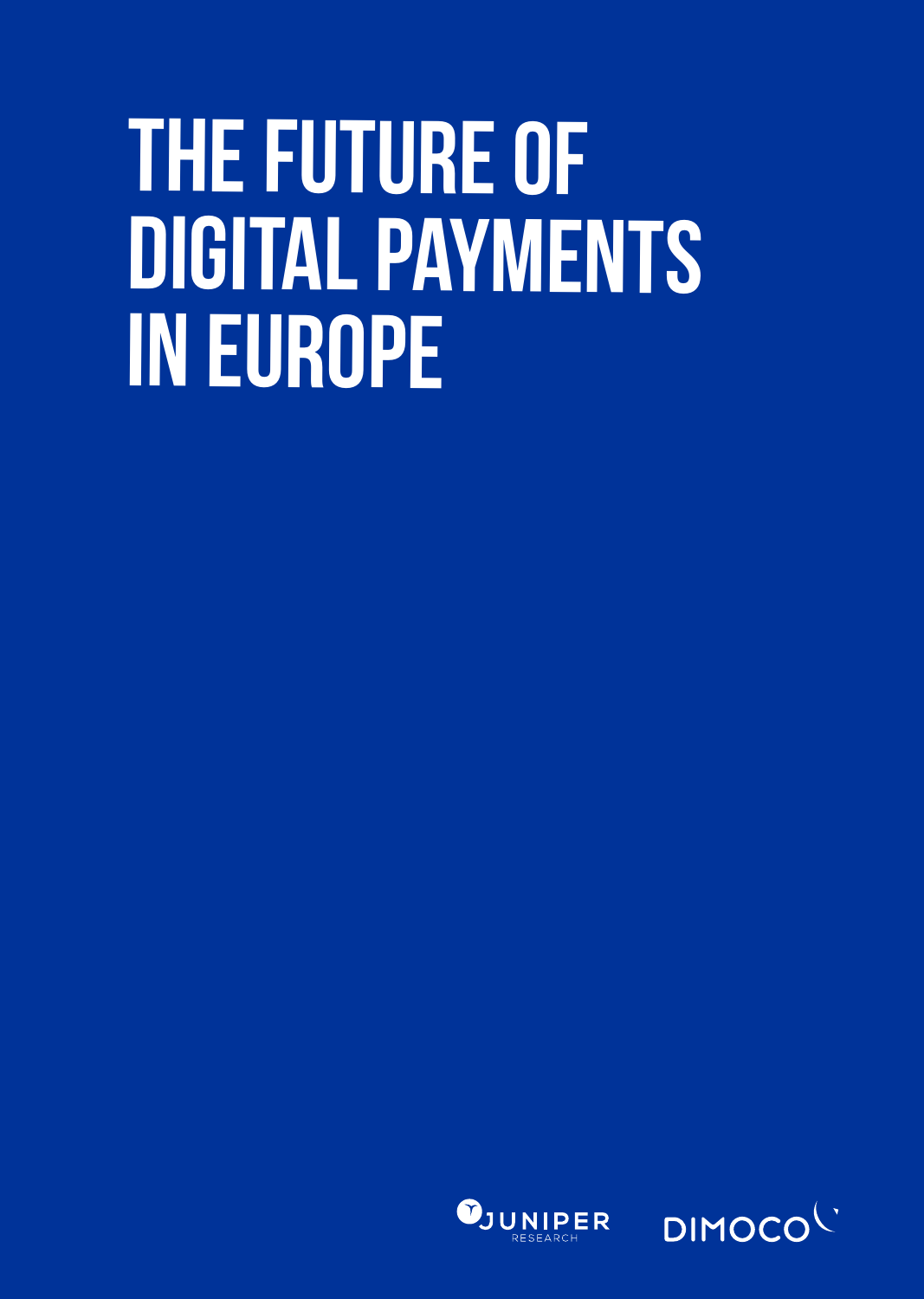# THE FUTURE OF DIGITAL PAYMENTS IN EUROPE

JUNIPER RESEARCH

DIMOCO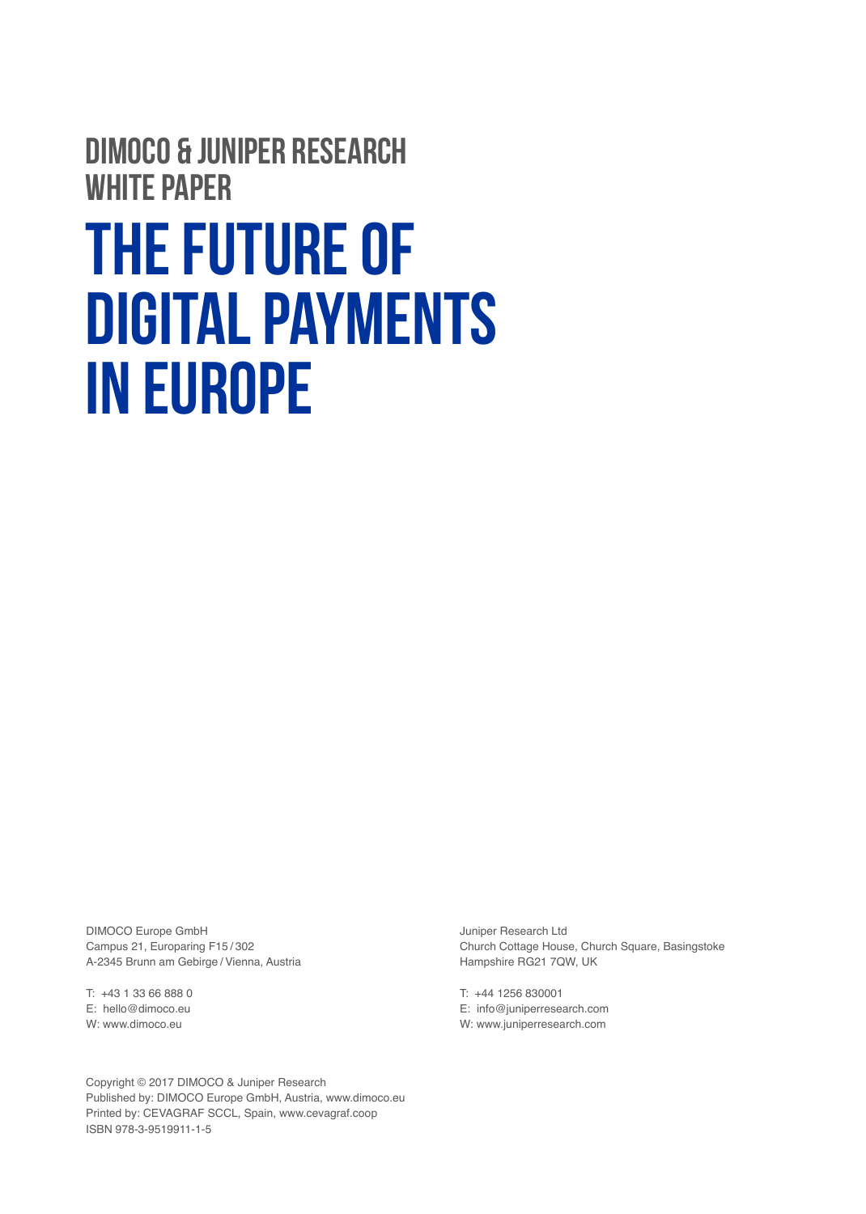## DIMOCO & JUNIPER RESEARCH WHITE PAPER

# THE FUTURE OF DIGITAL PAYMENTS IN EUROPE

DIMOCO Europe GmbH
Campus 21, Europaring F15 / 302
A-2345 Brunn am Gebirge / Vienna, Austria

T: +43 1 33 66 888 0
E: hello@dimoco.eu
W: www.dimoco.eu

Juniper Research Ltd
Church Cottage House, Church Square, Basingstoke
Hampshire RG21 7QW, UK

T: +44 1256 830001
E: info@juniperresearch.com
W: www.juniperresearch.com

Copyright © 2017 DIMOCO & Juniper Research
Published by: DIMOCO Europe GmbH, Austria, www.dimoco.eu
Printed by: CEVAGRAF SCCL, Spain, www.cevagraf.coop
ISBN 978-3-9519911-1-5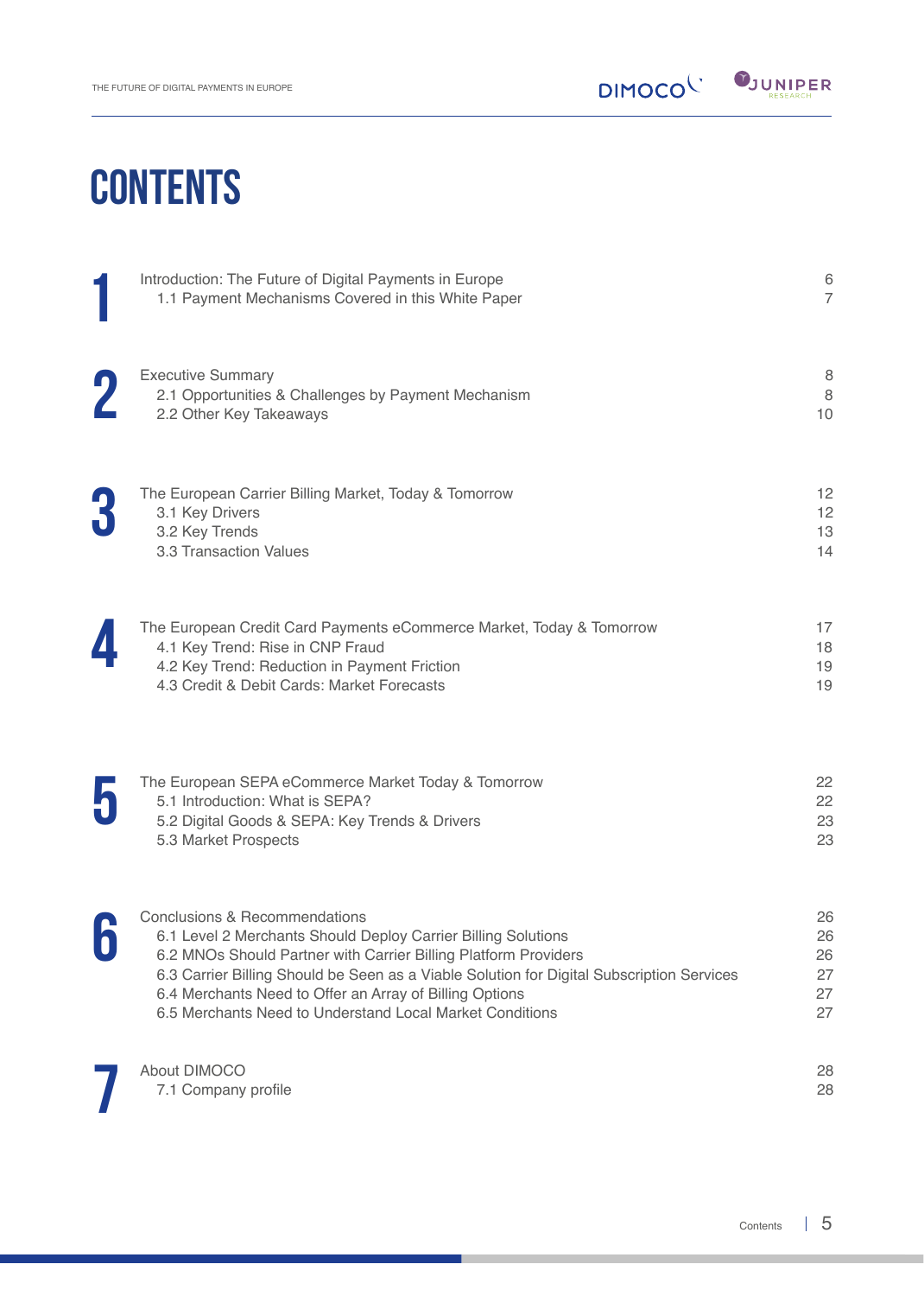# CONTENTS

| | | |
|---|---|---|
| **1** | Introduction: The Future of Digital Payments in Europe | 6 |
| | 1.1 Payment Mechanisms Covered in this White Paper | 7 |
| **2** | Executive Summary | 8 |
| | 2.1 Opportunities & Challenges by Payment Mechanism | 8 |
| | 2.2 Other Key Takeaways | 10 |
| **3** | The European Carrier Billing Market, Today & Tomorrow | 12 |
| | 3.1 Key Drivers | 12 |
| | 3.2 Key Trends | 13 |
| | 3.3 Transaction Values | 14 |
| **4** | The European Credit Card Payments eCommerce Market, Today & Tomorrow | 17 |
| | 4.1 Key Trend: Rise in CNP Fraud | 18 |
| | 4.2 Key Trend: Reduction in Payment Friction | 19 |
| | 4.3 Credit & Debit Cards: Market Forecasts | 19 |
| **5** | The European SEPA eCommerce Market Today & Tomorrow | 22 |
| | 5.1 Introduction: What is SEPA? | 22 |
| | 5.2 Digital Goods & SEPA: Key Trends & Drivers | 23 |
| | 5.3 Market Prospects | 23 |
| **6** | Conclusions & Recommendations | 26 |
| | 6.1 Level 2 Merchants Should Deploy Carrier Billing Solutions | 26 |
| | 6.2 MNOs Should Partner with Carrier Billing Platform Providers | 26 |
| | 6.3 Carrier Billing Should be Seen as a Viable Solution for Digital Subscription Services | 27 |
| | 6.4 Merchants Need to Offer an Array of Billing Options | 27 |
| | 6.5 Merchants Need to Understand Local Market Conditions | 27 |
| **7** | About DIMOCO | 28 |
| | 7.1 Company profile | 28 |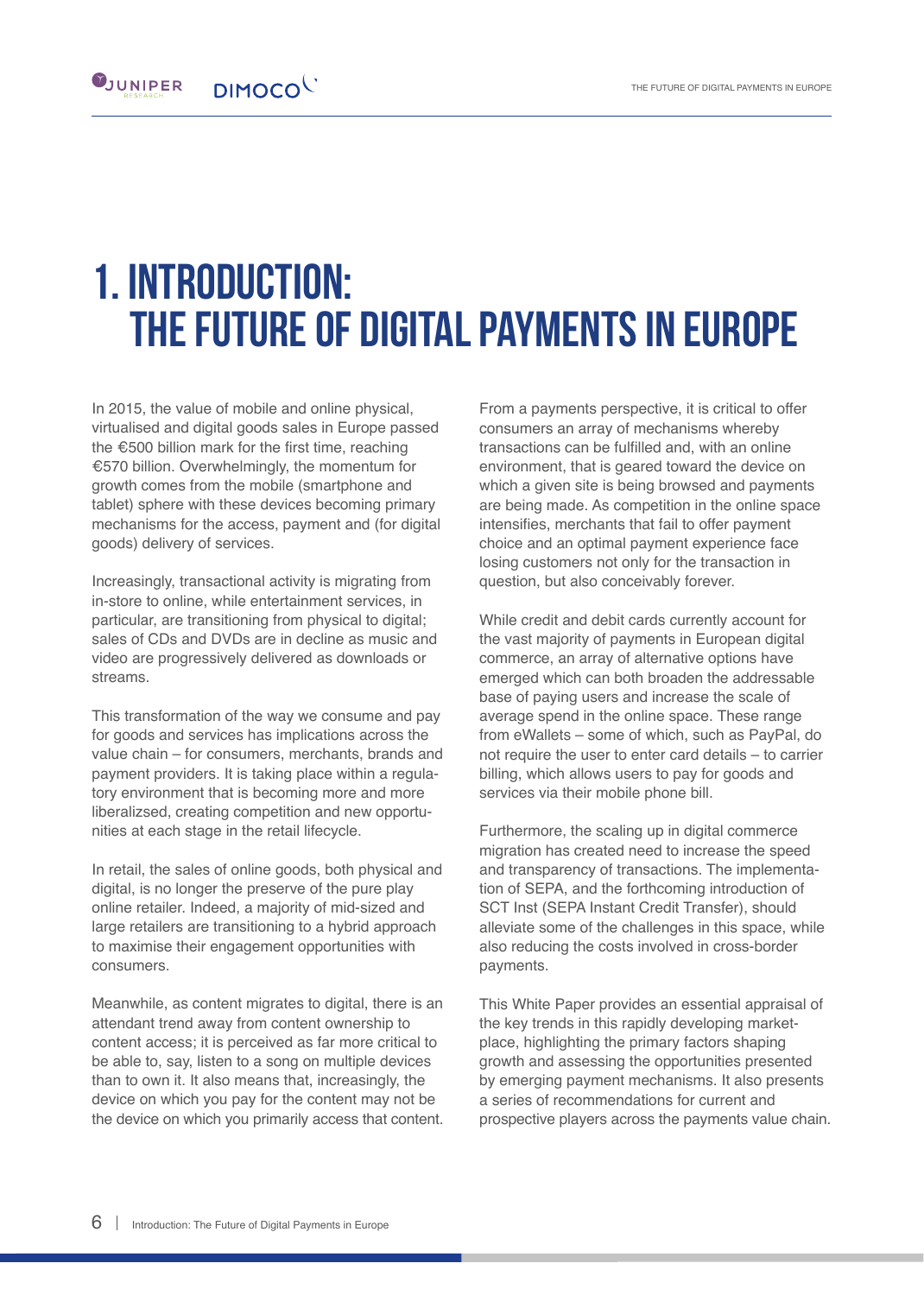# 1. INTRODUCTION: THE FUTURE OF DIGITAL PAYMENTS IN EUROPE

In 2015, the value of mobile and online physical, virtualised and digital goods sales in Europe passed the €500 billion mark for the first time, reaching €570 billion. Overwhelmingly, the momentum for growth comes from the mobile (smartphone and tablet) sphere with these devices becoming primary mechanisms for the access, payment and (for digital goods) delivery of services.

Increasingly, transactional activity is migrating from in-store to online, while entertainment services, in particular, are transitioning from physical to digital; sales of CDs and DVDs are in decline as music and video are progressively delivered as downloads or streams.

This transformation of the way we consume and pay for goods and services has implications across the value chain – for consumers, merchants, brands and payment providers. It is taking place within a regulatory environment that is becoming more and more liberalizsed, creating competition and new opportunities at each stage in the retail lifecycle.

In retail, the sales of online goods, both physical and digital, is no longer the preserve of the pure play online retailer. Indeed, a majority of mid-sized and large retailers are transitioning to a hybrid approach to maximise their engagement opportunities with consumers.

Meanwhile, as content migrates to digital, there is an attendant trend away from content ownership to content access; it is perceived as far more critical to be able to, say, listen to a song on multiple devices than to own it. It also means that, increasingly, the device on which you pay for the content may not be the device on which you primarily access that content.

From a payments perspective, it is critical to offer consumers an array of mechanisms whereby transactions can be fulfilled and, with an online environment, that is geared toward the device on which a given site is being browsed and payments are being made. As competition in the online space intensifies, merchants that fail to offer payment choice and an optimal payment experience face losing customers not only for the transaction in question, but also conceivably forever.

While credit and debit cards currently account for the vast majority of payments in European digital commerce, an array of alternative options have emerged which can both broaden the addressable base of paying users and increase the scale of average spend in the online space. These range from eWallets – some of which, such as PayPal, do not require the user to enter card details – to carrier billing, which allows users to pay for goods and services via their mobile phone bill.

Furthermore, the scaling up in digital commerce migration has created need to increase the speed and transparency of transactions. The implementation of SEPA, and the forthcoming introduction of SCT Inst (SEPA Instant Credit Transfer), should alleviate some of the challenges in this space, while also reducing the costs involved in cross-border payments.

This White Paper provides an essential appraisal of the key trends in this rapidly developing marketplace, highlighting the primary factors shaping growth and assessing the opportunities presented by emerging payment mechanisms. It also presents a series of recommendations for current and prospective players across the payments value chain.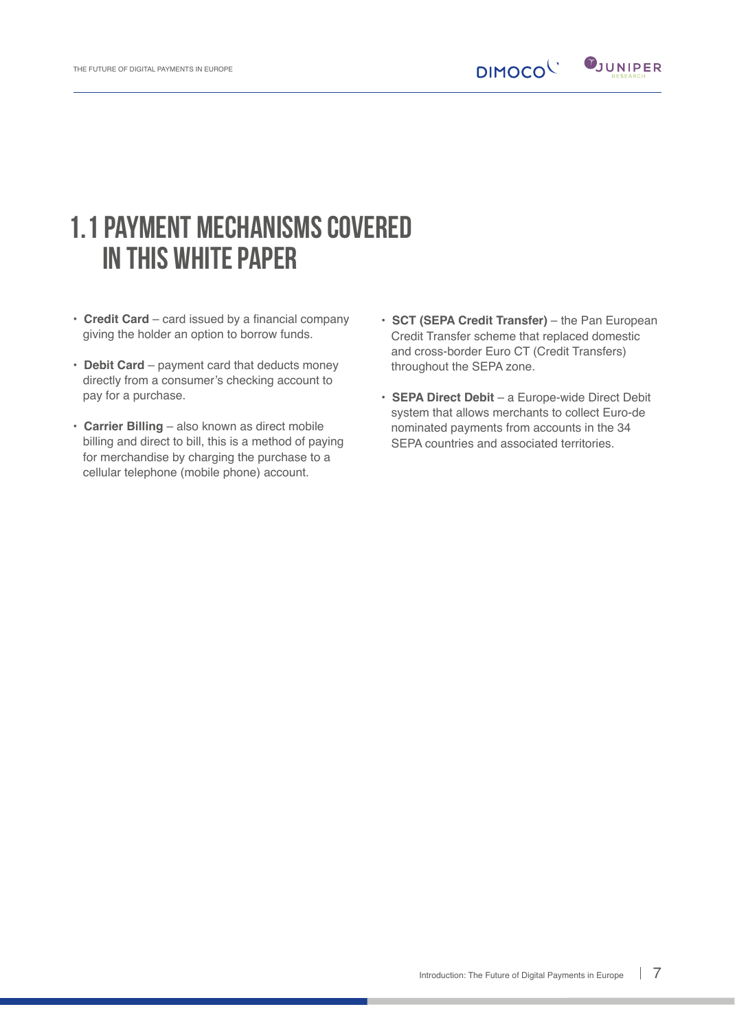## 1.1 PAYMENT MECHANISMS COVERED IN THIS WHITE PAPER

- **Credit Card** – card issued by a financial company giving the holder an option to borrow funds.
- **Debit Card** – payment card that deducts money directly from a consumer's checking account to pay for a purchase.
- **Carrier Billing** – also known as direct mobile billing and direct to bill, this is a method of paying for merchandise by charging the purchase to a cellular telephone (mobile phone) account.
- **SCT (SEPA Credit Transfer)** – the Pan European Credit Transfer scheme that replaced domestic and cross-border Euro CT (Credit Transfers) throughout the SEPA zone.
- **SEPA Direct Debit** – a Europe-wide Direct Debit system that allows merchants to collect Euro-denominated payments from accounts in the 34 SEPA countries and associated territories.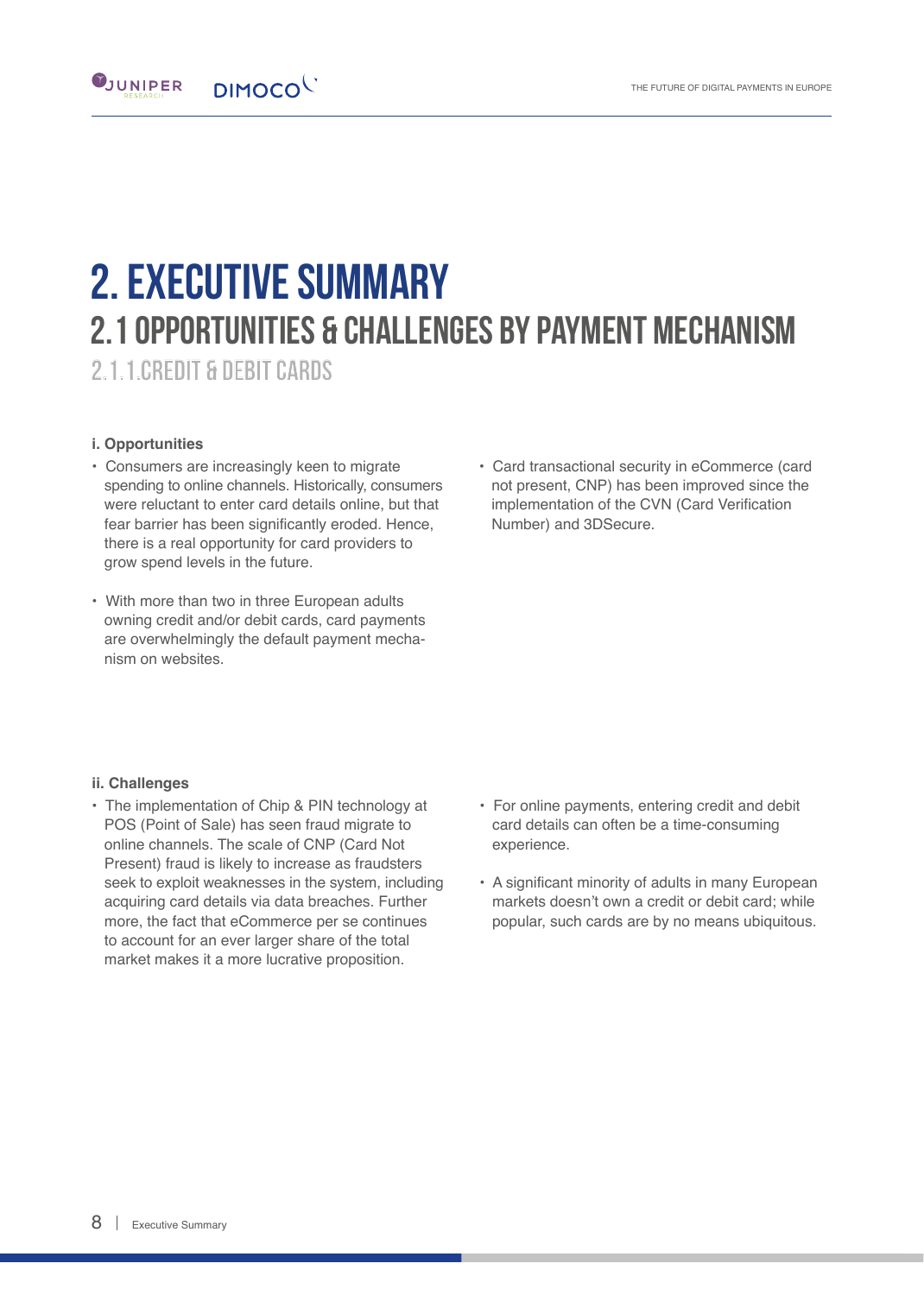# 2. EXECUTIVE SUMMARY

## 2.1 OPPORTUNITIES & CHALLENGES BY PAYMENT MECHANISM

### 2.1.1.CREDIT & DEBIT CARDS

**i. Opportunities**

- Consumers are increasingly keen to migrate spending to online channels. Historically, consumers were reluctant to enter card details online, but that fear barrier has been significantly eroded. Hence, there is a real opportunity for card providers to grow spend levels in the future.
- With more than two in three European adults owning credit and/or debit cards, card payments are overwhelmingly the default payment mechanism on websites.
- Card transactional security in eCommerce (card not present, CNP) has been improved since the implementation of the CVN (Card Verification Number) and 3DSecure.

**ii. Challenges**

- The implementation of Chip & PIN technology at POS (Point of Sale) has seen fraud migrate to online channels. The scale of CNP (Card Not Present) fraud is likely to increase as fraudsters seek to exploit weaknesses in the system, including acquiring card details via data breaches. Furthermore, the fact that eCommerce per se continues to account for an ever larger share of the total market makes it a more lucrative proposition.
- For online payments, entering credit and debit card details can often be a time-consuming experience.
- A significant minority of adults in many European markets doesn't own a credit or debit card; while popular, such cards are by no means ubiquitous.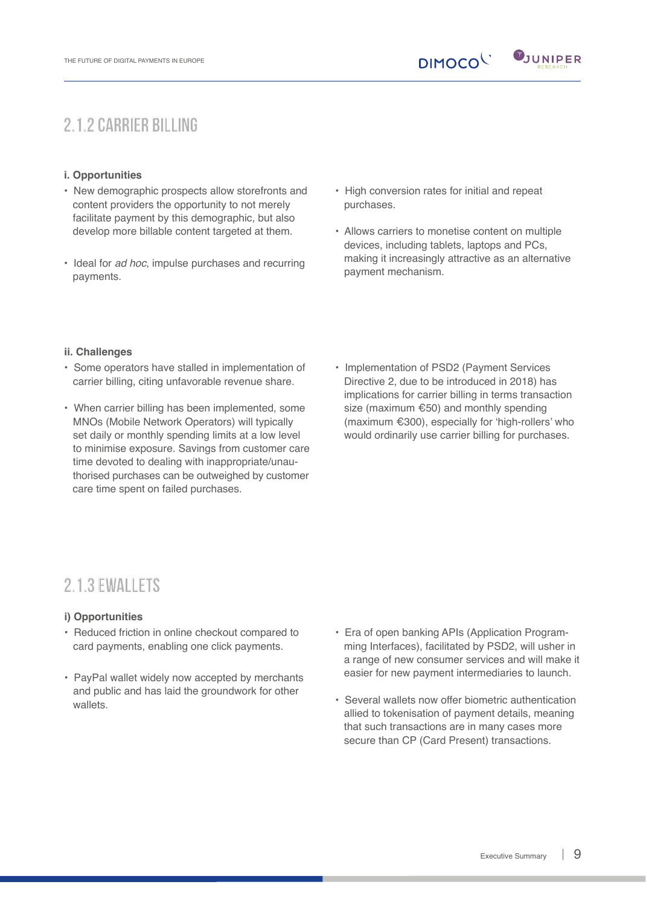## 2.1.2 CARRIER BILLING

**i. Opportunities**

- New demographic prospects allow storefronts and content providers the opportunity to not merely facilitate payment by this demographic, but also develop more billable content targeted at them.
- Ideal for *ad hoc*, impulse purchases and recurring payments.
- High conversion rates for initial and repeat purchases.
- Allows carriers to monetise content on multiple devices, including tablets, laptops and PCs, making it increasingly attractive as an alternative payment mechanism.

**ii. Challenges**

- Some operators have stalled in implementation of carrier billing, citing unfavorable revenue share.
- When carrier billing has been implemented, some MNOs (Mobile Network Operators) will typically set daily or monthly spending limits at a low level to minimise exposure. Savings from customer care time devoted to dealing with inappropriate/unauthorised purchases can be outweighed by customer care time spent on failed purchases.
- Implementation of PSD2 (Payment Services Directive 2, due to be introduced in 2018) has implications for carrier billing in terms transaction size (maximum €50) and monthly spending (maximum €300), especially for 'high-rollers' who would ordinarily use carrier billing for purchases.

## 2.1.3 EWALLETS

**i) Opportunities**

- Reduced friction in online checkout compared to card payments, enabling one click payments.
- PayPal wallet widely now accepted by merchants and public and has laid the groundwork for other wallets.
- Era of open banking APIs (Application Programming Interfaces), facilitated by PSD2, will usher in a range of new consumer services and will make it easier for new payment intermediaries to launch.
- Several wallets now offer biometric authentication allied to tokenisation of payment details, meaning that such transactions are in many cases more secure than CP (Card Present) transactions.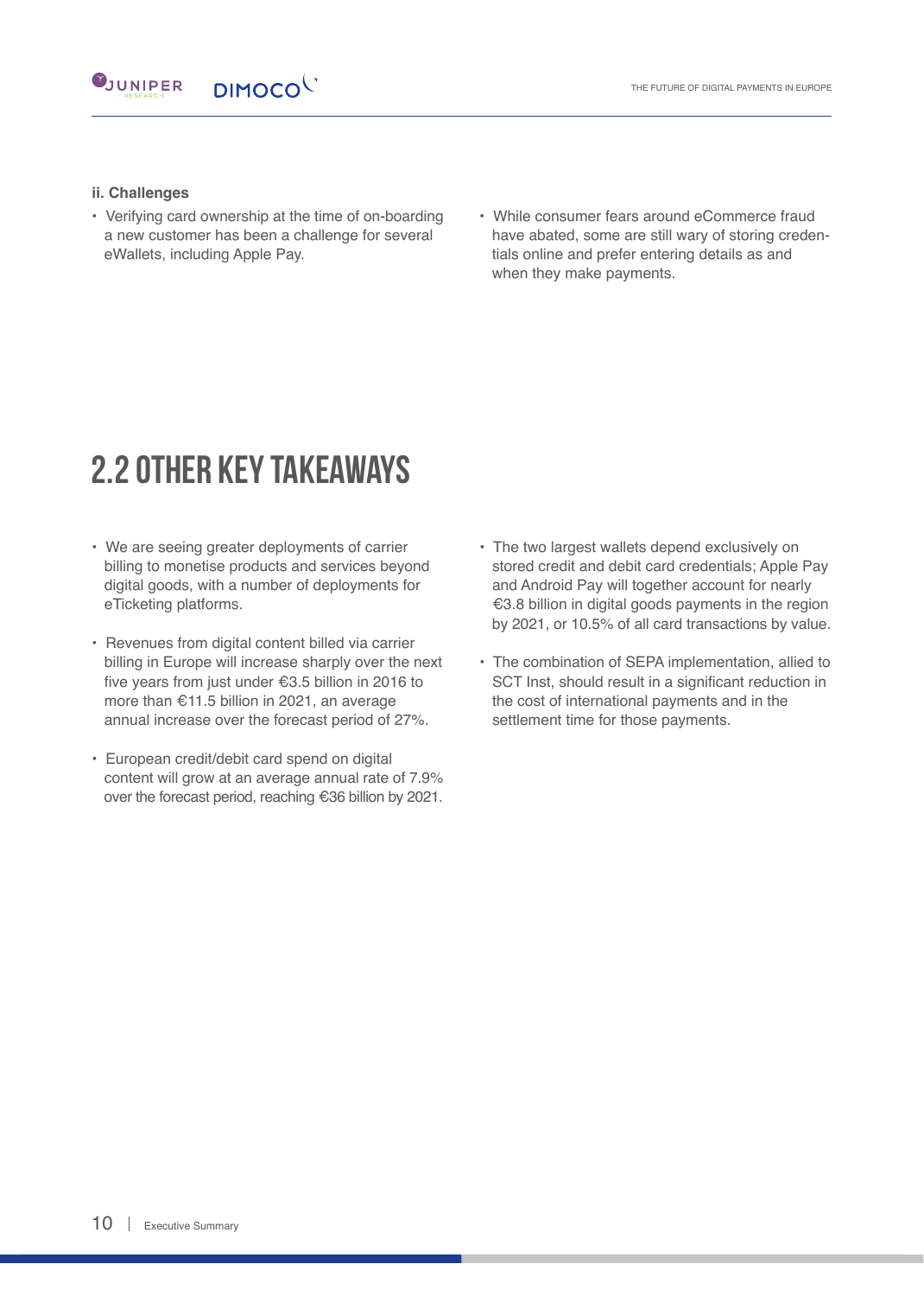**ii. Challenges**

- Verifying card ownership at the time of on-boarding a new customer has been a challenge for several eWallets, including Apple Pay.
- While consumer fears around eCommerce fraud have abated, some are still wary of storing credentials online and prefer entering details as and when they make payments.

## 2.2 OTHER KEY TAKEAWAYS

- We are seeing greater deployments of carrier billing to monetise products and services beyond digital goods, with a number of deployments for eTicketing platforms.
- Revenues from digital content billed via carrier billing in Europe will increase sharply over the next five years from just under €3.5 billion in 2016 to more than €11.5 billion in 2021, an average annual increase over the forecast period of 27%.
- European credit/debit card spend on digital content will grow at an average annual rate of 7.9% over the forecast period, reaching €36 billion by 2021.
- The two largest wallets depend exclusively on stored credit and debit card credentials; Apple Pay and Android Pay will together account for nearly €3.8 billion in digital goods payments in the region by 2021, or 10.5% of all card transactions by value.
- The combination of SEPA implementation, allied to SCT Inst, should result in a significant reduction in the cost of international payments and in the settlement time for those payments.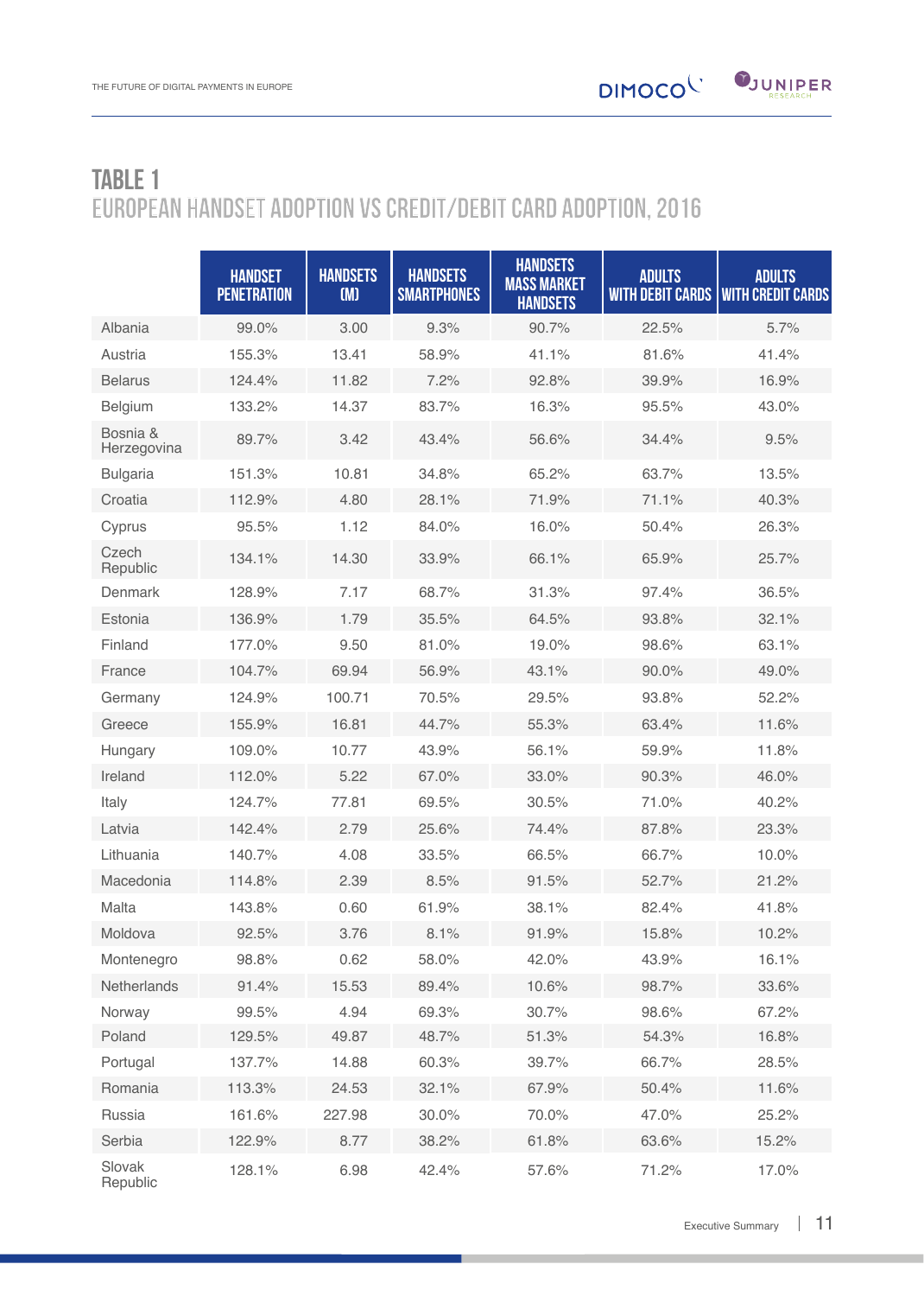## TABLE 1
## EUROPEAN HANDSET ADOPTION VS CREDIT/DEBIT CARD ADOPTION, 2016

| | HANDSET PENETRATION | HANDSETS (M) | HANDSETS SMARTPHONES | HANDSETS MASS MARKET HANDSETS | ADULTS WITH DEBIT CARDS | ADULTS WITH CREDIT CARDS |
|---|---|---|---|---|---|---|
| Albania | 99.0% | 3.00 | 9.3% | 90.7% | 22.5% | 5.7% |
| Austria | 155.3% | 13.41 | 58.9% | 41.1% | 81.6% | 41.4% |
| Belarus | 124.4% | 11.82 | 7.2% | 92.8% | 39.9% | 16.9% |
| Belgium | 133.2% | 14.37 | 83.7% | 16.3% | 95.5% | 43.0% |
| Bosnia & Herzegovina | 89.7% | 3.42 | 43.4% | 56.6% | 34.4% | 9.5% |
| Bulgaria | 151.3% | 10.81 | 34.8% | 65.2% | 63.7% | 13.5% |
| Croatia | 112.9% | 4.80 | 28.1% | 71.9% | 71.1% | 40.3% |
| Cyprus | 95.5% | 1.12 | 84.0% | 16.0% | 50.4% | 26.3% |
| Czech Republic | 134.1% | 14.30 | 33.9% | 66.1% | 65.9% | 25.7% |
| Denmark | 128.9% | 7.17 | 68.7% | 31.3% | 97.4% | 36.5% |
| Estonia | 136.9% | 1.79 | 35.5% | 64.5% | 93.8% | 32.1% |
| Finland | 177.0% | 9.50 | 81.0% | 19.0% | 98.6% | 63.1% |
| France | 104.7% | 69.94 | 56.9% | 43.1% | 90.0% | 49.0% |
| Germany | 124.9% | 100.71 | 70.5% | 29.5% | 93.8% | 52.2% |
| Greece | 155.9% | 16.81 | 44.7% | 55.3% | 63.4% | 11.6% |
| Hungary | 109.0% | 10.77 | 43.9% | 56.1% | 59.9% | 11.8% |
| Ireland | 112.0% | 5.22 | 67.0% | 33.0% | 90.3% | 46.0% |
| Italy | 124.7% | 77.81 | 69.5% | 30.5% | 71.0% | 40.2% |
| Latvia | 142.4% | 2.79 | 25.6% | 74.4% | 87.8% | 23.3% |
| Lithuania | 140.7% | 4.08 | 33.5% | 66.5% | 66.7% | 10.0% |
| Macedonia | 114.8% | 2.39 | 8.5% | 91.5% | 52.7% | 21.2% |
| Malta | 143.8% | 0.60 | 61.9% | 38.1% | 82.4% | 41.8% |
| Moldova | 92.5% | 3.76 | 8.1% | 91.9% | 15.8% | 10.2% |
| Montenegro | 98.8% | 0.62 | 58.0% | 42.0% | 43.9% | 16.1% |
| Netherlands | 91.4% | 15.53 | 89.4% | 10.6% | 98.7% | 33.6% |
| Norway | 99.5% | 4.94 | 69.3% | 30.7% | 98.6% | 67.2% |
| Poland | 129.5% | 49.87 | 48.7% | 51.3% | 54.3% | 16.8% |
| Portugal | 137.7% | 14.88 | 60.3% | 39.7% | 66.7% | 28.5% |
| Romania | 113.3% | 24.53 | 32.1% | 67.9% | 50.4% | 11.6% |
| Russia | 161.6% | 227.98 | 30.0% | 70.0% | 47.0% | 25.2% |
| Serbia | 122.9% | 8.77 | 38.2% | 61.8% | 63.6% | 15.2% |
| Slovak Republic | 128.1% | 6.98 | 42.4% | 57.6% | 71.2% | 17.0% |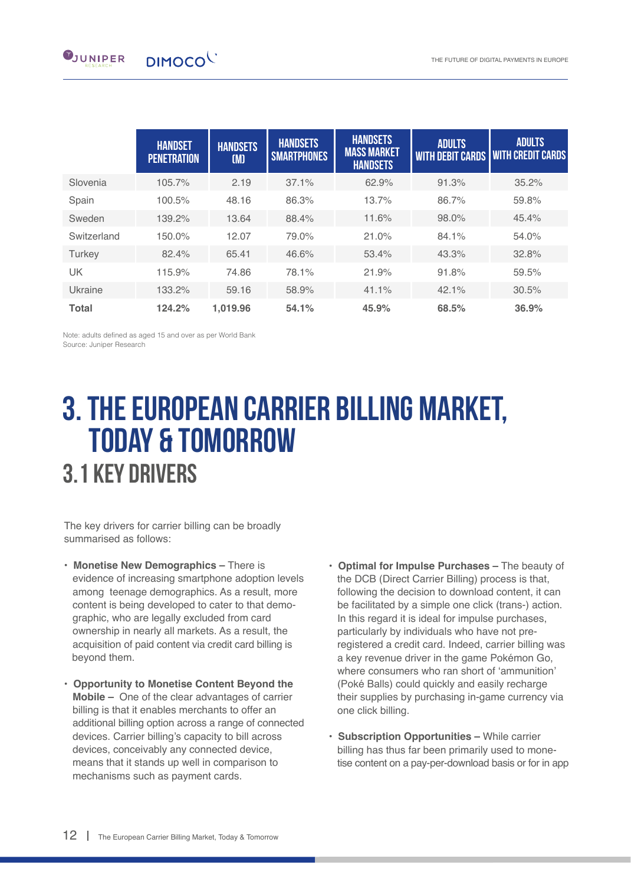| | Handset Penetration | Handsets (m) | Handsets Smartphones | Handsets Mass Market Handsets | Adults With Debit Cards | Adults With Credit Cards |
|---|---|---|---|---|---|---|
| Slovenia | 105.7% | 2.19 | 37.1% | 62.9% | 91.3% | 35.2% |
| Spain | 100.5% | 48.16 | 86.3% | 13.7% | 86.7% | 59.8% |
| Sweden | 139.2% | 13.64 | 88.4% | 11.6% | 98.0% | 45.4% |
| Switzerland | 150.0% | 12.07 | 79.0% | 21.0% | 84.1% | 54.0% |
| Turkey | 82.4% | 65.41 | 46.6% | 53.4% | 43.3% | 32.8% |
| UK | 115.9% | 74.86 | 78.1% | 21.9% | 91.8% | 59.5% |
| Ukraine | 133.2% | 59.16 | 58.9% | 41.1% | 42.1% | 30.5% |
| **Total** | **124.2%** | **1,019.96** | **54.1%** | **45.9%** | **68.5%** | **36.9%** |

Note: adults defined as aged 15 and over as per World Bank
Source: Juniper Research

# 3. The European Carrier Billing Market, Today & Tomorrow

## 3.1 Key Drivers

The key drivers for carrier billing can be broadly summarised as follows:

- **Monetise New Demographics –** There is evidence of increasing smartphone adoption levels among teenage demographics. As a result, more content is being developed to cater to that demographic, who are legally excluded from card ownership in nearly all markets. As a result, the acquisition of paid content via credit card billing is beyond them.

- **Opportunity to Monetise Content Beyond the Mobile –** One of the clear advantages of carrier billing is that it enables merchants to offer an additional billing option across a range of connected devices. Carrier billing's capacity to bill across devices, conceivably any connected device, means that it stands up well in comparison to mechanisms such as payment cards.

- **Optimal for Impulse Purchases –** The beauty of the DCB (Direct Carrier Billing) process is that, following the decision to download content, it can be facilitated by a simple one click (trans-) action. In this regard it is ideal for impulse purchases, particularly by individuals who have not pre-registered a credit card. Indeed, carrier billing was a key revenue driver in the game Pokémon Go, where consumers who ran short of 'ammunition' (Poké Balls) could quickly and easily recharge their supplies by purchasing in-game currency via one click billing.

- **Subscription Opportunities –** While carrier billing has thus far been primarily used to monetise content on a pay-per-download basis or for in app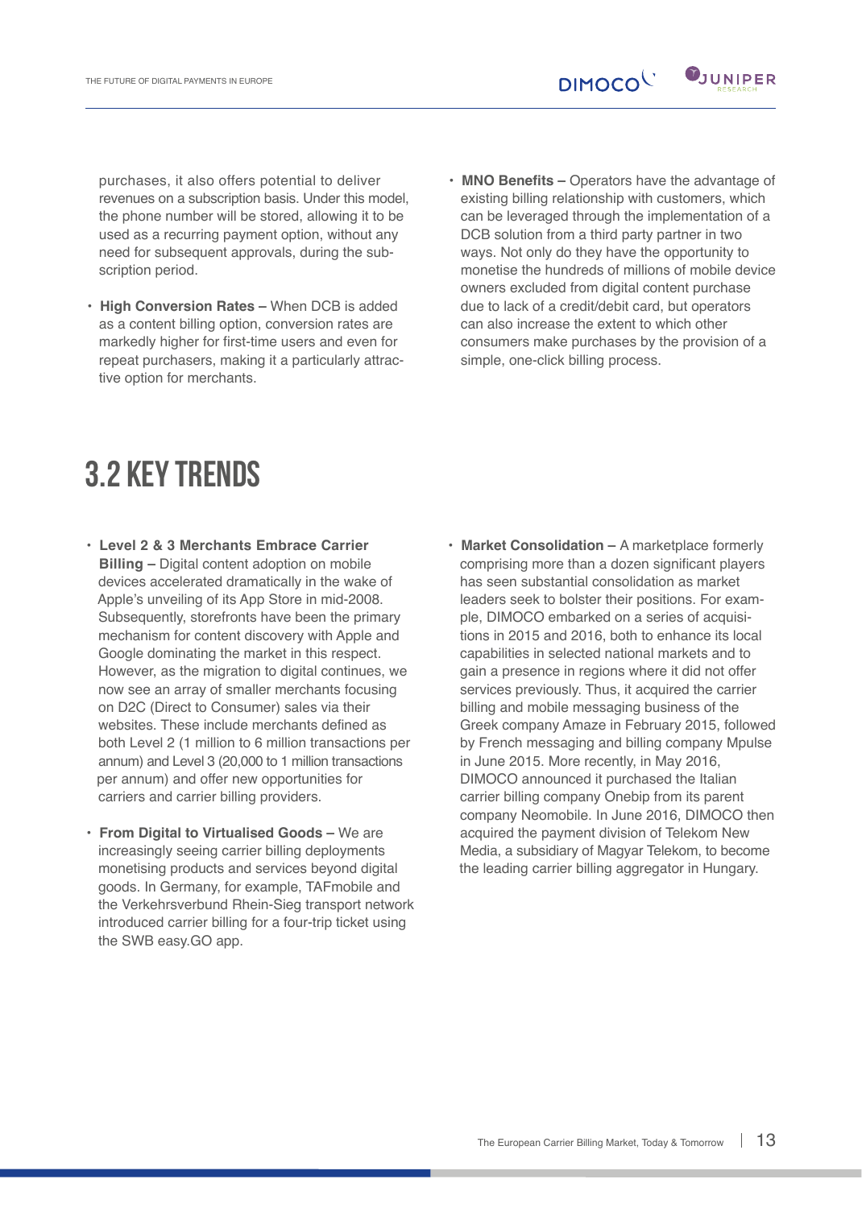purchases, it also offers potential to deliver revenues on a subscription basis. Under this model, the phone number will be stored, allowing it to be used as a recurring payment option, without any need for subsequent approvals, during the subscription period.

- **High Conversion Rates –** When DCB is added as a content billing option, conversion rates are markedly higher for first-time users and even for repeat purchasers, making it a particularly attractive option for merchants.

- **MNO Benefits –** Operators have the advantage of existing billing relationship with customers, which can be leveraged through the implementation of a DCB solution from a third party partner in two ways. Not only do they have the opportunity to monetise the hundreds of millions of mobile device owners excluded from digital content purchase due to lack of a credit/debit card, but operators can also increase the extent to which other consumers make purchases by the provision of a simple, one-click billing process.

# 3.2 KEY TRENDS

- **Level 2 & 3 Merchants Embrace Carrier Billing –** Digital content adoption on mobile devices accelerated dramatically in the wake of Apple's unveiling of its App Store in mid-2008. Subsequently, storefronts have been the primary mechanism for content discovery with Apple and Google dominating the market in this respect. However, as the migration to digital continues, we now see an array of smaller merchants focusing on D2C (Direct to Consumer) sales via their websites. These include merchants defined as both Level 2 (1 million to 6 million transactions per annum) and Level 3 (20,000 to 1 million transactions per annum) and offer new opportunities for carriers and carrier billing providers.

- **From Digital to Virtualised Goods –** We are increasingly seeing carrier billing deployments monetising products and services beyond digital goods. In Germany, for example, TAFmobile and the Verkehrsverbund Rhein-Sieg transport network introduced carrier billing for a four-trip ticket using the SWB easy.GO app.

- **Market Consolidation –** A marketplace formerly comprising more than a dozen significant players has seen substantial consolidation as market leaders seek to bolster their positions. For example, DIMOCO embarked on a series of acquisitions in 2015 and 2016, both to enhance its local capabilities in selected national markets and to gain a presence in regions where it did not offer services previously. Thus, it acquired the carrier billing and mobile messaging business of the Greek company Amaze in February 2015, followed by French messaging and billing company Mpulse in June 2015. More recently, in May 2016, DIMOCO announced it purchased the Italian carrier billing company Onebip from its parent company Neomobile. In June 2016, DIMOCO then acquired the payment division of Telekom New Media, a subsidiary of Magyar Telekom, to become the leading carrier billing aggregator in Hungary.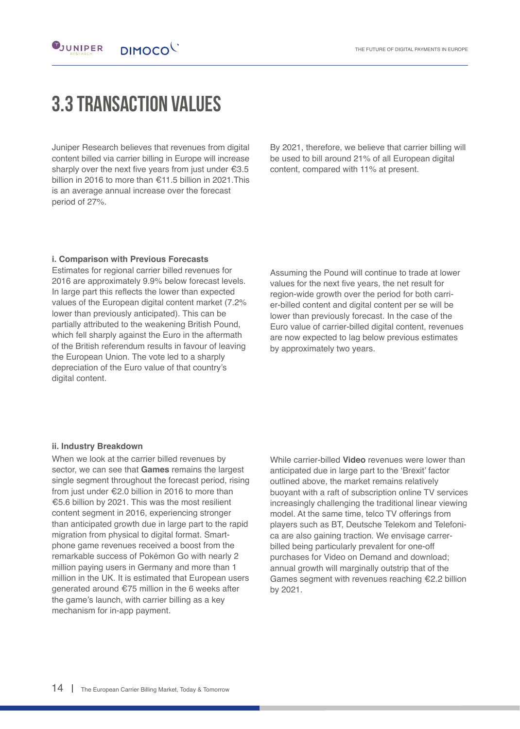# 3.3 TRANSACTION VALUES

Juniper Research believes that revenues from digital content billed via carrier billing in Europe will increase sharply over the next five years from just under €3.5 billion in 2016 to more than €11.5 billion in 2021.This is an average annual increase over the forecast period of 27%.

By 2021, therefore, we believe that carrier billing will be used to bill around 21% of all European digital content, compared with 11% at present.

**i. Comparison with Previous Forecasts**

Estimates for regional carrier billed revenues for 2016 are approximately 9.9% below forecast levels. In large part this reflects the lower than expected values of the European digital content market (7.2% lower than previously anticipated). This can be partially attributed to the weakening British Pound, which fell sharply against the Euro in the aftermath of the British referendum results in favour of leaving the European Union. The vote led to a sharply depreciation of the Euro value of that country's digital content.

Assuming the Pound will continue to trade at lower values for the next five years, the net result for region-wide growth over the period for both carrier-billed content and digital content per se will be lower than previously forecast. In the case of the Euro value of carrier-billed digital content, revenues are now expected to lag below previous estimates by approximately two years.

**ii. Industry Breakdown**

When we look at the carrier billed revenues by sector, we can see that **Games** remains the largest single segment throughout the forecast period, rising from just under €2.0 billion in 2016 to more than €5.6 billion by 2021. This was the most resilient content segment in 2016, experiencing stronger than anticipated growth due in large part to the rapid migration from physical to digital format. Smartphone game revenues received a boost from the remarkable success of Pokémon Go with nearly 2 million paying users in Germany and more than 1 million in the UK. It is estimated that European users generated around €75 million in the 6 weeks after the game's launch, with carrier billing as a key mechanism for in-app payment.

While carrier-billed **Video** revenues were lower than anticipated due in large part to the 'Brexit' factor outlined above, the market remains relatively buoyant with a raft of subscription online TV services increasingly challenging the traditional linear viewing model. At the same time, telco TV offerings from players such as BT, Deutsche Telekom and Telefonica are also gaining traction. We envisage carrer-billed being particularly prevalent for one-off purchases for Video on Demand and download; annual growth will marginally outstrip that of the Games segment with revenues reaching €2.2 billion by 2021.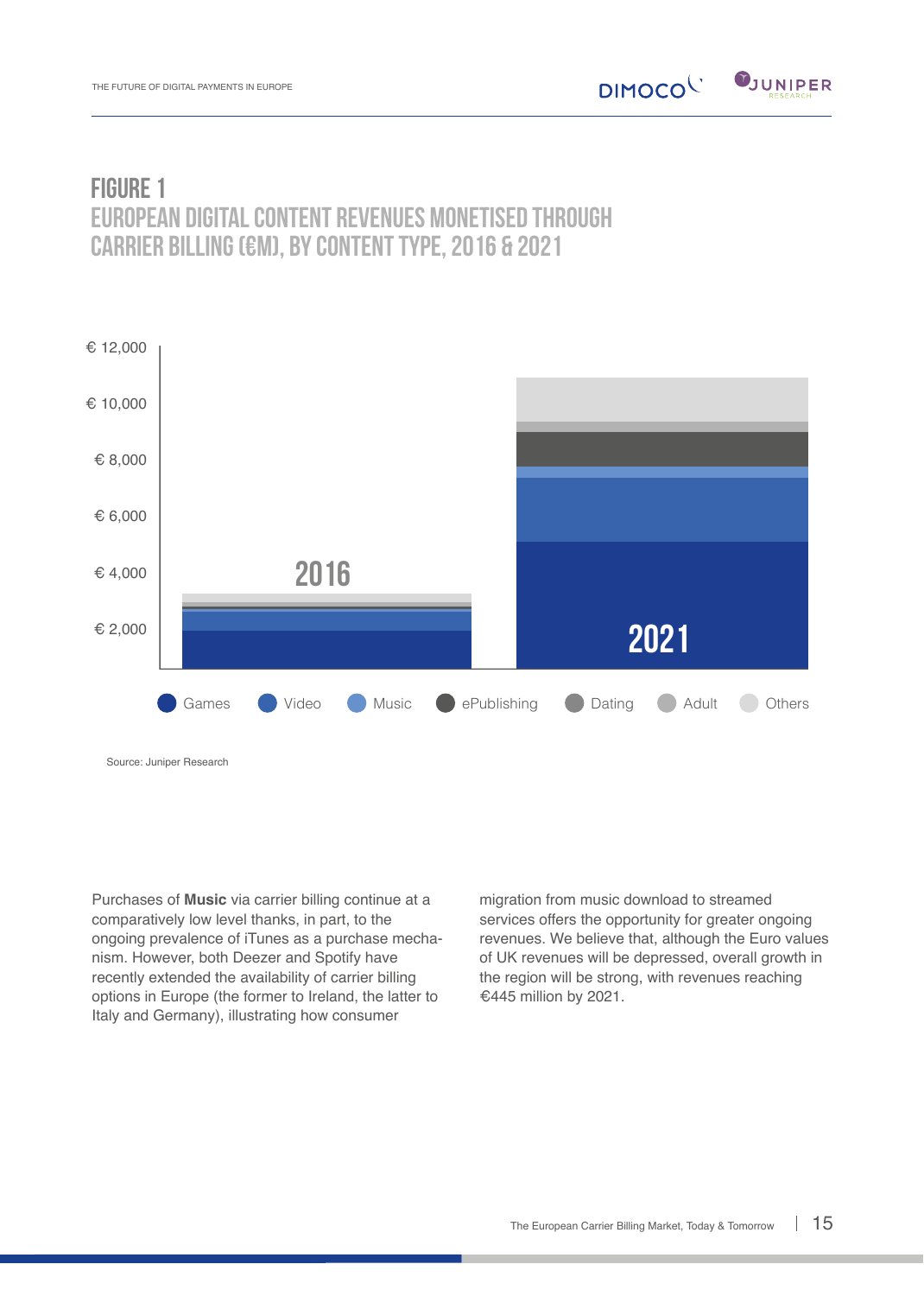# FIGURE 1

## EUROPEAN DIGITAL CONTENT REVENUES MONETISED THROUGH CARRIER BILLING (€M), BY CONTENT TYPE, 2016 & 2021

€ 12,000
€ 10,000
€ 8,000
€ 6,000
€ 4,000
€ 2,000

2016
2021

Games
Video
Music
ePublishing
Dating
Adult
Others

Source: Juniper Research

Purchases of **Music** via carrier billing continue at a comparatively low level thanks, in part, to the ongoing prevalence of iTunes as a purchase mechanism. However, both Deezer and Spotify have recently extended the availability of carrier billing options in Europe (the former to Ireland, the latter to Italy and Germany), illustrating how consumer migration from music download to streamed services offers the opportunity for greater ongoing revenues. We believe that, although the Euro values of UK revenues will be depressed, overall growth in the region will be strong, with revenues reaching €445 million by 2021.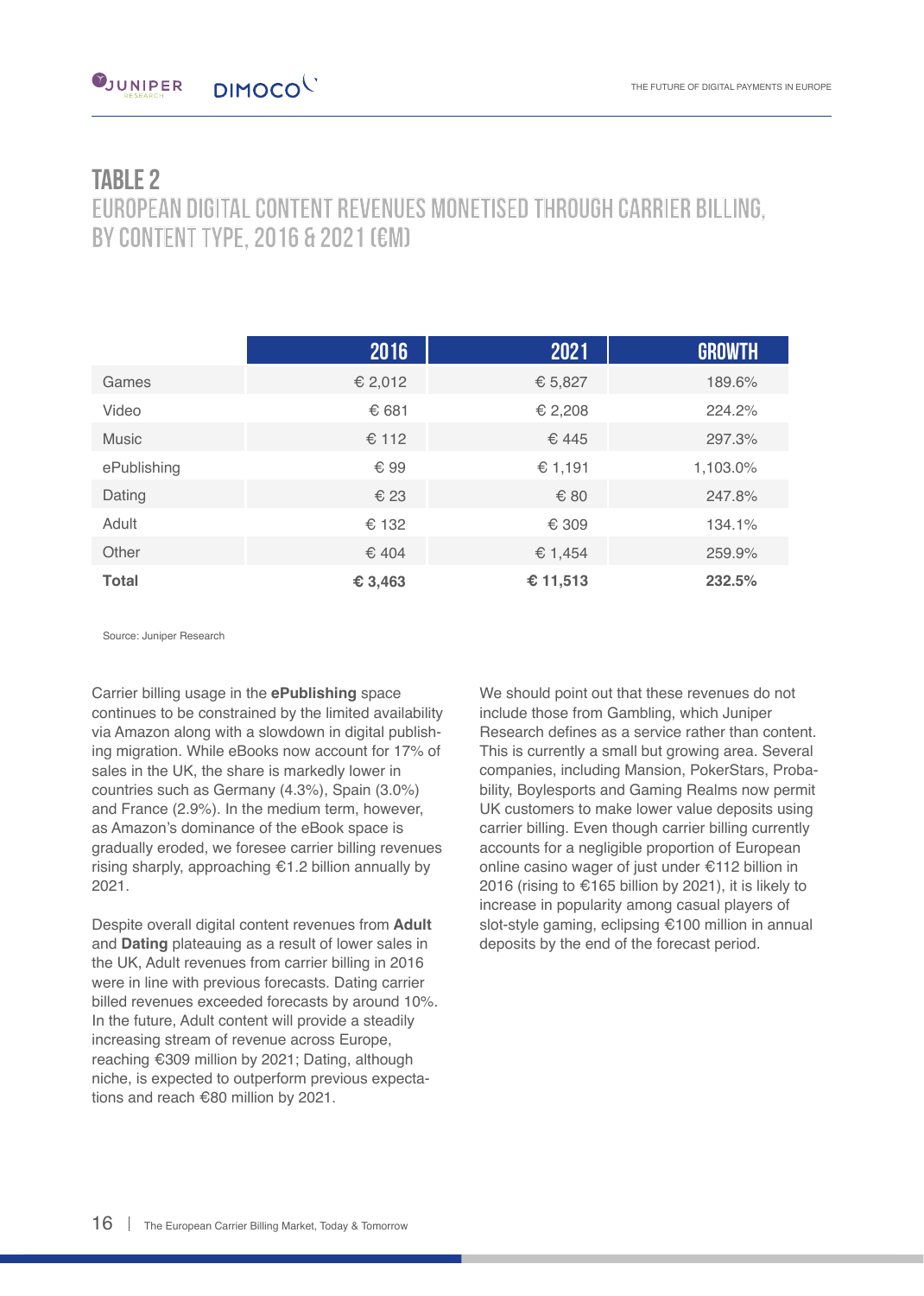## TABLE 2

## EUROPEAN DIGITAL CONTENT REVENUES MONETISED THROUGH CARRIER BILLING, BY CONTENT TYPE, 2016 & 2021 (€M)

| | 2016 | 2021 | GROWTH |
|---|---|---|---|
| Games | € 2,012 | € 5,827 | 189.6% |
| Video | € 681 | € 2,208 | 224.2% |
| Music | € 112 | € 445 | 297.3% |
| ePublishing | € 99 | € 1,191 | 1,103.0% |
| Dating | € 23 | € 80 | 247.8% |
| Adult | € 132 | € 309 | 134.1% |
| Other | € 404 | € 1,454 | 259.9% |
| **Total** | **€ 3,463** | **€ 11,513** | **232.5%** |

Source: Juniper Research

Carrier billing usage in the **ePublishing** space continues to be constrained by the limited availability via Amazon along with a slowdown in digital publishing migration. While eBooks now account for 17% of sales in the UK, the share is markedly lower in countries such as Germany (4.3%), Spain (3.0%) and France (2.9%). In the medium term, however, as Amazon's dominance of the eBook space is gradually eroded, we foresee carrier billing revenues rising sharply, approaching €1.2 billion annually by 2021.

Despite overall digital content revenues from **Adult** and **Dating** plateauing as a result of lower sales in the UK, Adult revenues from carrier billing in 2016 were in line with previous forecasts. Dating carrier billed revenues exceeded forecasts by around 10%. In the future, Adult content will provide a steadily increasing stream of revenue across Europe, reaching €309 million by 2021; Dating, although niche, is expected to outperform previous expectations and reach €80 million by 2021.

We should point out that these revenues do not include those from Gambling, which Juniper Research defines as a service rather than content. This is currently a small but growing area. Several companies, including Mansion, PokerStars, Probability, Boylesports and Gaming Realms now permit UK customers to make lower value deposits using carrier billing. Even though carrier billing currently accounts for a negligible proportion of European online casino wager of just under €112 billion in 2016 (rising to €165 billion by 2021), it is likely to increase in popularity among casual players of slot-style gaming, eclipsing €100 million in annual deposits by the end of the forecast period.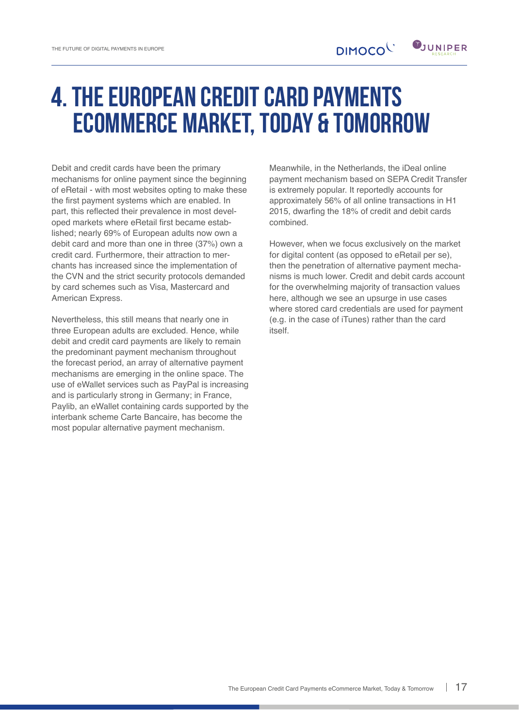# 4. THE EUROPEAN CREDIT CARD PAYMENTS ECOMMERCE MARKET, TODAY & TOMORROW

Debit and credit cards have been the primary mechanisms for online payment since the beginning of eRetail - with most websites opting to make these the first payment systems which are enabled. In part, this reflected their prevalence in most developed markets where eRetail first became established; nearly 69% of European adults now own a debit card and more than one in three (37%) own a credit card. Furthermore, their attraction to merchants has increased since the implementation of the CVN and the strict security protocols demanded by card schemes such as Visa, Mastercard and American Express.

Nevertheless, this still means that nearly one in three European adults are excluded. Hence, while debit and credit card payments are likely to remain the predominant payment mechanism throughout the forecast period, an array of alternative payment mechanisms are emerging in the online space. The use of eWallet services such as PayPal is increasing and is particularly strong in Germany; in France, Paylib, an eWallet containing cards supported by the interbank scheme Carte Bancaire, has become the most popular alternative payment mechanism.

Meanwhile, in the Netherlands, the iDeal online payment mechanism based on SEPA Credit Transfer is extremely popular. It reportedly accounts for approximately 56% of all online transactions in H1 2015, dwarfing the 18% of credit and debit cards combined.

However, when we focus exclusively on the market for digital content (as opposed to eRetail per se), then the penetration of alternative payment mechanisms is much lower. Credit and debit cards account for the overwhelming majority of transaction values here, although we see an upsurge in use cases where stored card credentials are used for payment (e.g. in the case of iTunes) rather than the card itself.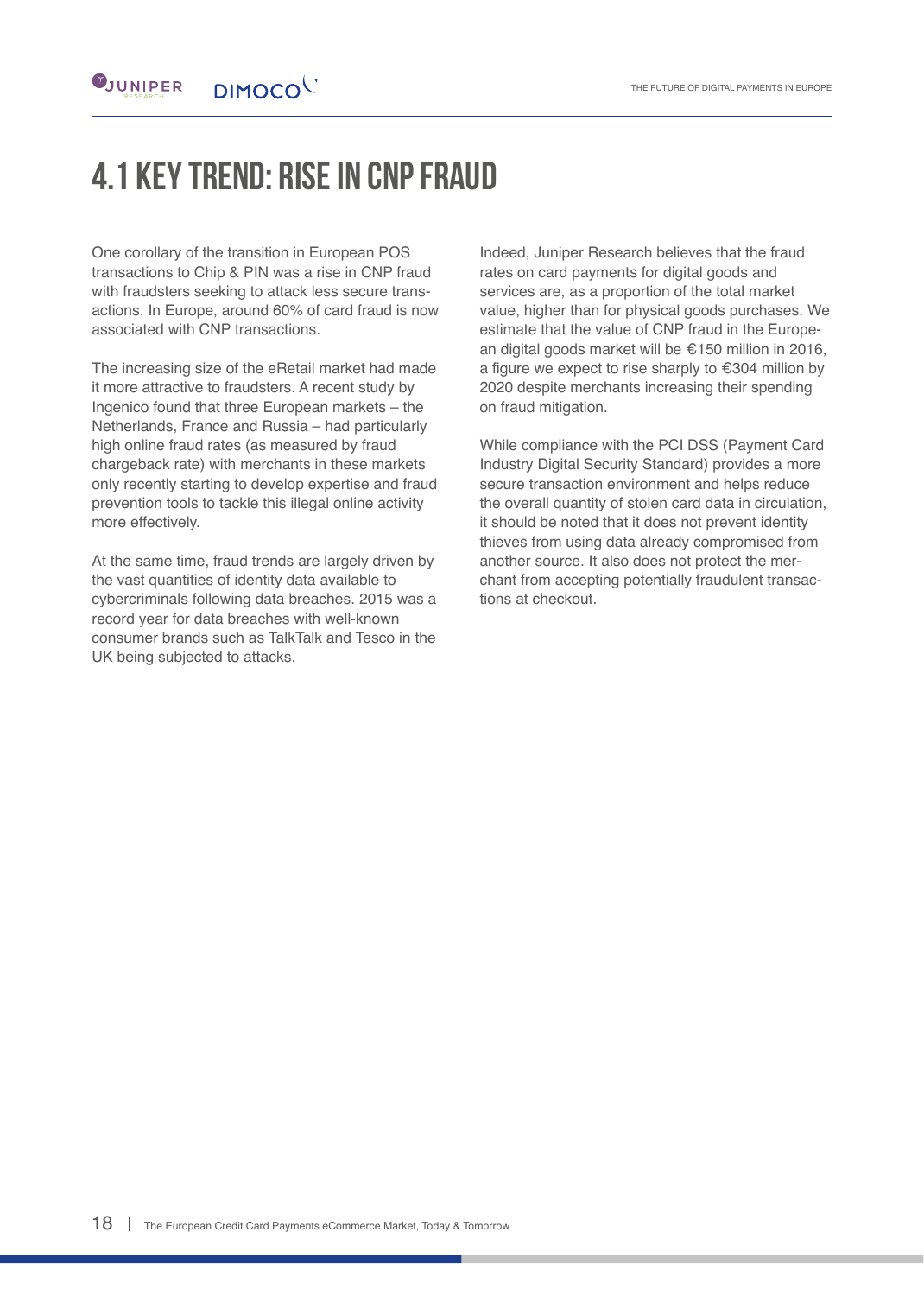# 4.1 KEY TREND: RISE IN CNP FRAUD

One corollary of the transition in European POS transactions to Chip & PIN was a rise in CNP fraud with fraudsters seeking to attack less secure transactions. In Europe, around 60% of card fraud is now associated with CNP transactions.

The increasing size of the eRetail market had made it more attractive to fraudsters. A recent study by Ingenico found that three European markets – the Netherlands, France and Russia – had particularly high online fraud rates (as measured by fraud chargeback rate) with merchants in these markets only recently starting to develop expertise and fraud prevention tools to tackle this illegal online activity more effectively.

At the same time, fraud trends are largely driven by the vast quantities of identity data available to cybercriminals following data breaches. 2015 was a record year for data breaches with well-known consumer brands such as TalkTalk and Tesco in the UK being subjected to attacks.

Indeed, Juniper Research believes that the fraud rates on card payments for digital goods and services are, as a proportion of the total market value, higher than for physical goods purchases. We estimate that the value of CNP fraud in the European digital goods market will be €150 million in 2016, a figure we expect to rise sharply to €304 million by 2020 despite merchants increasing their spending on fraud mitigation.

While compliance with the PCI DSS (Payment Card Industry Digital Security Standard) provides a more secure transaction environment and helps reduce the overall quantity of stolen card data in circulation, it should be noted that it does not prevent identity thieves from using data already compromised from another source. It also does not protect the merchant from accepting potentially fraudulent transactions at checkout.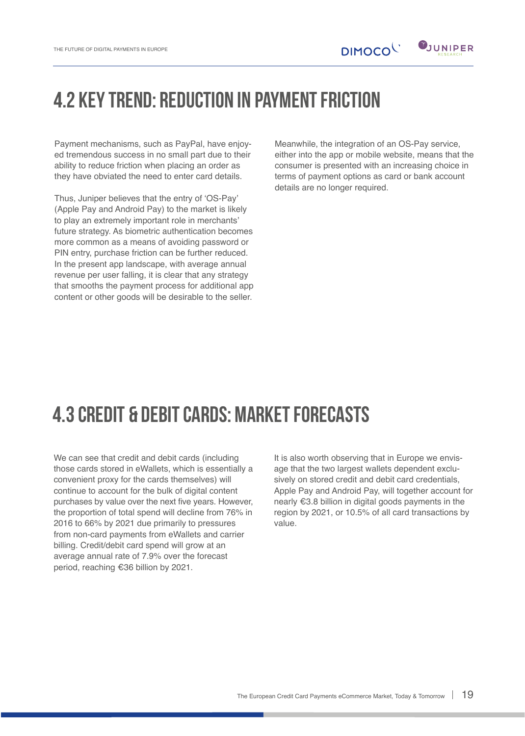## 4.2 KEY TREND: REDUCTION IN PAYMENT FRICTION

Payment mechanisms, such as PayPal, have enjoyed tremendous success in no small part due to their ability to reduce friction when placing an order as they have obviated the need to enter card details.

Thus, Juniper believes that the entry of 'OS-Pay' (Apple Pay and Android Pay) to the market is likely to play an extremely important role in merchants' future strategy. As biometric authentication becomes more common as a means of avoiding password or PIN entry, purchase friction can be further reduced. In the present app landscape, with average annual revenue per user falling, it is clear that any strategy that smooths the payment process for additional app content or other goods will be desirable to the seller.

Meanwhile, the integration of an OS-Pay service, either into the app or mobile website, means that the consumer is presented with an increasing choice in terms of payment options as card or bank account details are no longer required.

## 4.3 CREDIT & DEBIT CARDS: MARKET FORECASTS

We can see that credit and debit cards (including those cards stored in eWallets, which is essentially a convenient proxy for the cards themselves) will continue to account for the bulk of digital content purchases by value over the next five years. However, the proportion of total spend will decline from 76% in 2016 to 66% by 2021 due primarily to pressures from non-card payments from eWallets and carrier billing. Credit/debit card spend will grow at an average annual rate of 7.9% over the forecast period, reaching €36 billion by 2021.

It is also worth observing that in Europe we envisage that the two largest wallets dependent exclusively on stored credit and debit card credentials, Apple Pay and Android Pay, will together account for nearly €3.8 billion in digital goods payments in the region by 2021, or 10.5% of all card transactions by value.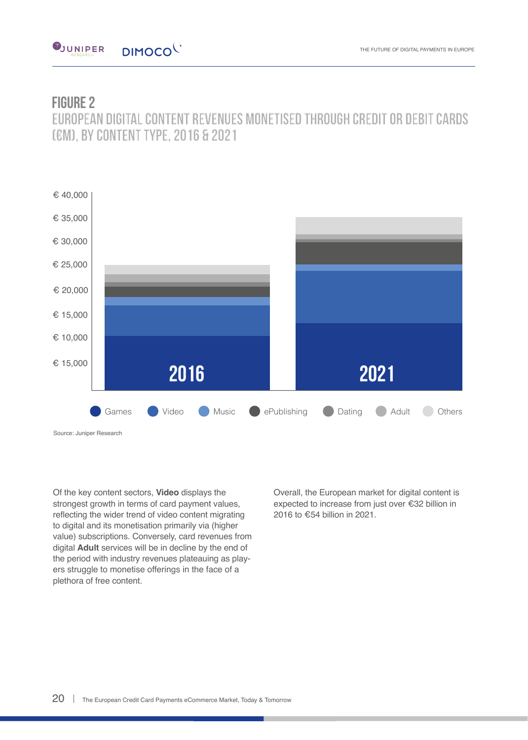## FIGURE 2

## EUROPEAN DIGITAL CONTENT REVENUES MONETISED THROUGH CREDIT OR DEBIT CARDS (€M), BY CONTENT TYPE, 2016 & 2021

€ 40,000
€ 35,000
€ 30,000
€ 25,000
€ 20,000
€ 15,000
€ 10,000
€ 15,000

2016
2021

Games Video Music ePublishing Dating Adult Others

Source: Juniper Research

Of the key content sectors, **Video** displays the strongest growth in terms of card payment values, reflecting the wider trend of video content migrating to digital and its monetisation primarily via (higher value) subscriptions. Conversely, card revenues from digital **Adult** services will be in decline by the end of the period with industry revenues plateauing as players struggle to monetise offerings in the face of a plethora of free content.

Overall, the European market for digital content is expected to increase from just over €32 billion in 2016 to €54 billion in 2021.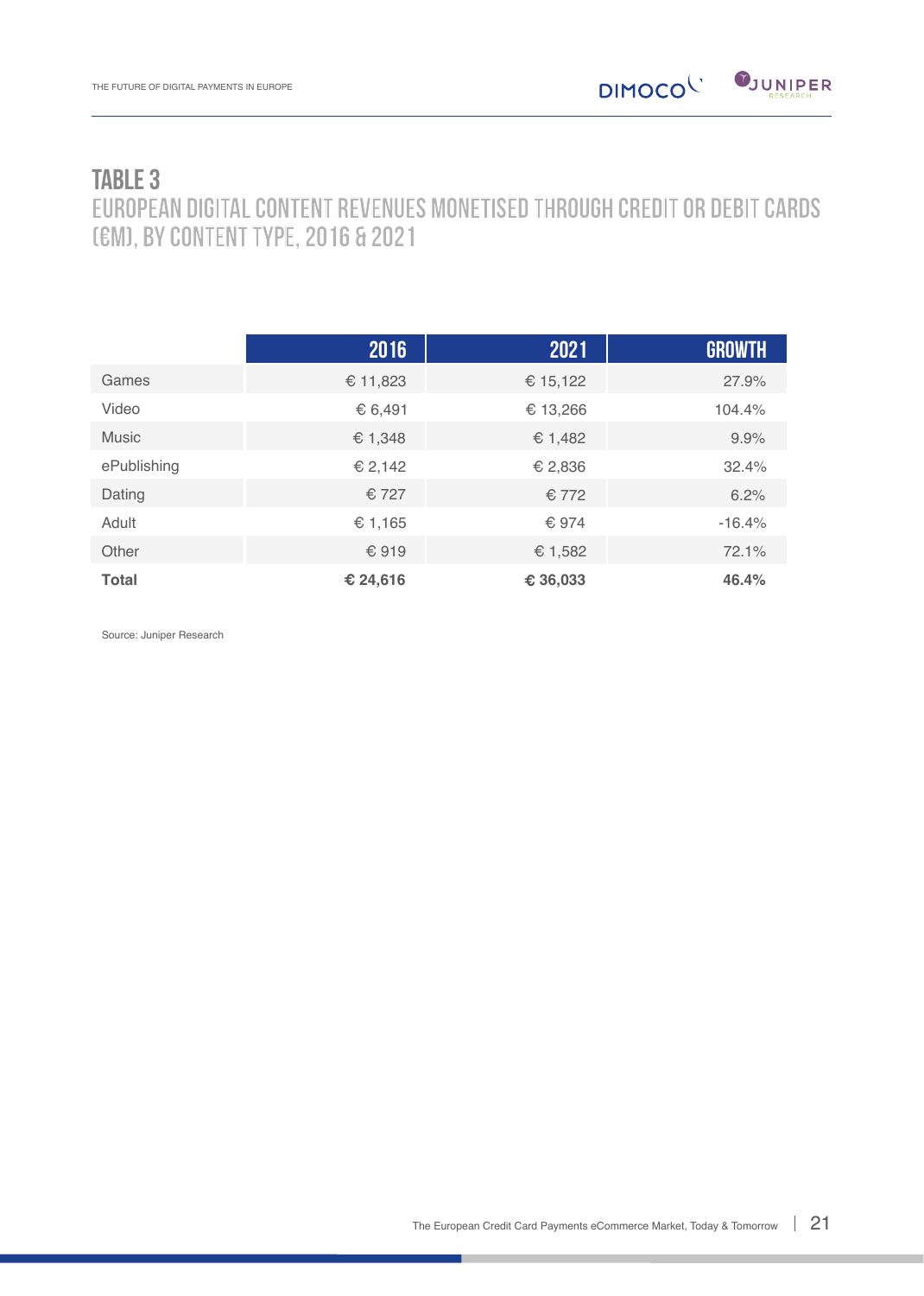## TABLE 3

## EUROPEAN DIGITAL CONTENT REVENUES MONETISED THROUGH CREDIT OR DEBIT CARDS (€M), BY CONTENT TYPE, 2016 & 2021

| | 2016 | 2021 | GROWTH |
|---|---|---|---|
| Games | € 11,823 | € 15,122 | 27.9% |
| Video | € 6,491 | € 13,266 | 104.4% |
| Music | € 1,348 | € 1,482 | 9.9% |
| ePublishing | € 2,142 | € 2,836 | 32.4% |
| Dating | € 727 | € 772 | 6.2% |
| Adult | € 1,165 | € 974 | -16.4% |
| Other | € 919 | € 1,582 | 72.1% |
| **Total** | **€ 24,616** | **€ 36,033** | **46.4%** |

Source: Juniper Research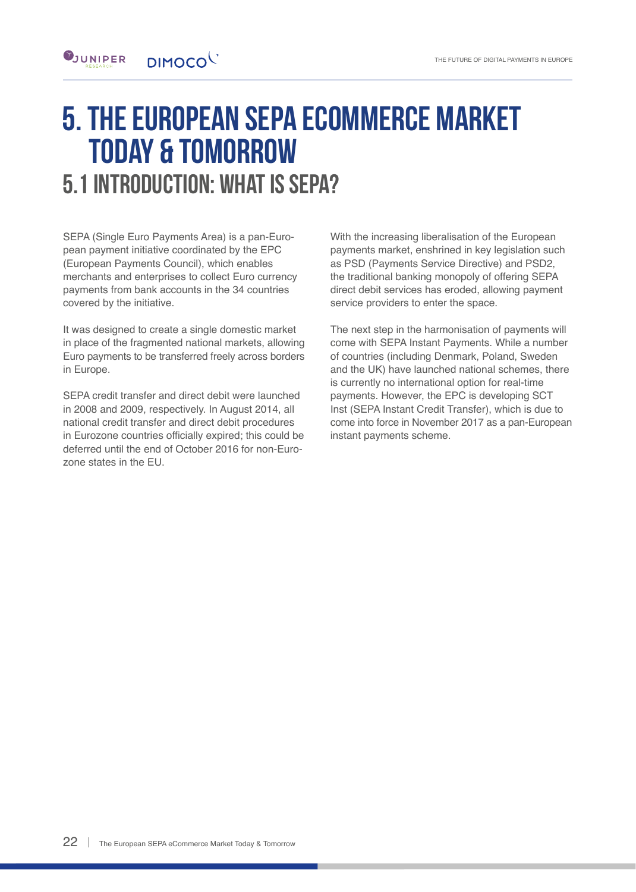# 5. THE EUROPEAN SEPA ECOMMERCE MARKET TODAY & TOMORROW

## 5.1 INTRODUCTION: WHAT IS SEPA?

SEPA (Single Euro Payments Area) is a pan-European payment initiative coordinated by the EPC (European Payments Council), which enables merchants and enterprises to collect Euro currency payments from bank accounts in the 34 countries covered by the initiative.

It was designed to create a single domestic market in place of the fragmented national markets, allowing Euro payments to be transferred freely across borders in Europe.

SEPA credit transfer and direct debit were launched in 2008 and 2009, respectively. In August 2014, all national credit transfer and direct debit procedures in Eurozone countries officially expired; this could be deferred until the end of October 2016 for non-Eurozone states in the EU.

With the increasing liberalisation of the European payments market, enshrined in key legislation such as PSD (Payments Service Directive) and PSD2, the traditional banking monopoly of offering SEPA direct debit services has eroded, allowing payment service providers to enter the space.

The next step in the harmonisation of payments will come with SEPA Instant Payments. While a number of countries (including Denmark, Poland, Sweden and the UK) have launched national schemes, there is currently no international option for real-time payments. However, the EPC is developing SCT Inst (SEPA Instant Credit Transfer), which is due to come into force in November 2017 as a pan-European instant payments scheme.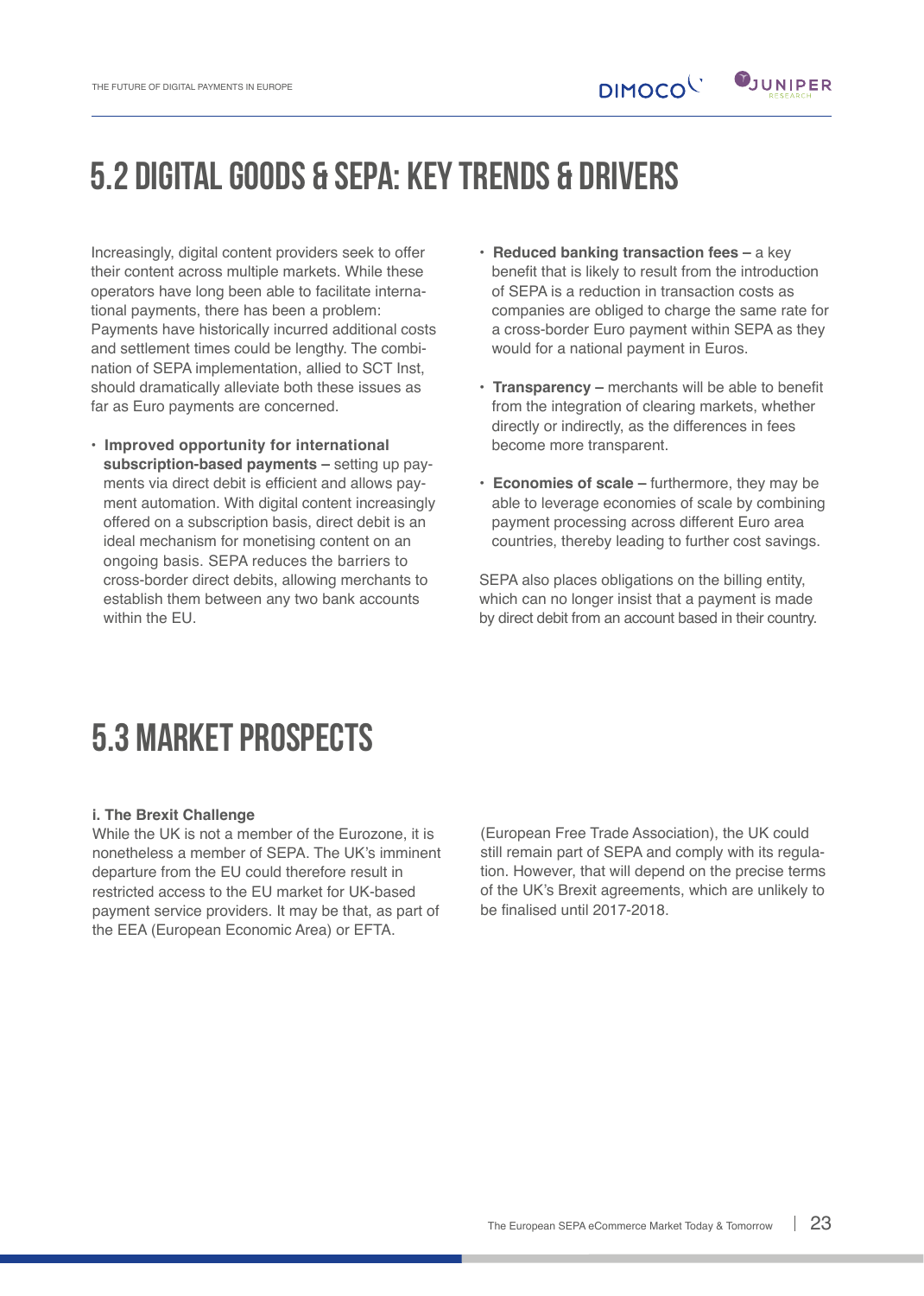# 5.2 DIGITAL GOODS & SEPA: KEY TRENDS & DRIVERS

Increasingly, digital content providers seek to offer their content across multiple markets. While these operators have long been able to facilitate international payments, there has been a problem: Payments have historically incurred additional costs and settlement times could be lengthy. The combination of SEPA implementation, allied to SCT Inst, should dramatically alleviate both these issues as far as Euro payments are concerned.

- **Improved opportunity for international subscription-based payments –** setting up payments via direct debit is efficient and allows payment automation. With digital content increasingly offered on a subscription basis, direct debit is an ideal mechanism for monetising content on an ongoing basis. SEPA reduces the barriers to cross-border direct debits, allowing merchants to establish them between any two bank accounts within the EU.
- **Reduced banking transaction fees –** a key benefit that is likely to result from the introduction of SEPA is a reduction in transaction costs as companies are obliged to charge the same rate for a cross-border Euro payment within SEPA as they would for a national payment in Euros.
- **Transparency –** merchants will be able to benefit from the integration of clearing markets, whether directly or indirectly, as the differences in fees become more transparent.
- **Economies of scale –** furthermore, they may be able to leverage economies of scale by combining payment processing across different Euro area countries, thereby leading to further cost savings.

SEPA also places obligations on the billing entity, which can no longer insist that a payment is made by direct debit from an account based in their country.

# 5.3 MARKET PROSPECTS

**i. The Brexit Challenge**

While the UK is not a member of the Eurozone, it is nonetheless a member of SEPA. The UK's imminent departure from the EU could therefore result in restricted access to the EU market for UK-based payment service providers. It may be that, as part of the EEA (European Economic Area) or EFTA (European Free Trade Association), the UK could still remain part of SEPA and comply with its regulation. However, that will depend on the precise terms of the UK's Brexit agreements, which are unlikely to be finalised until 2017-2018.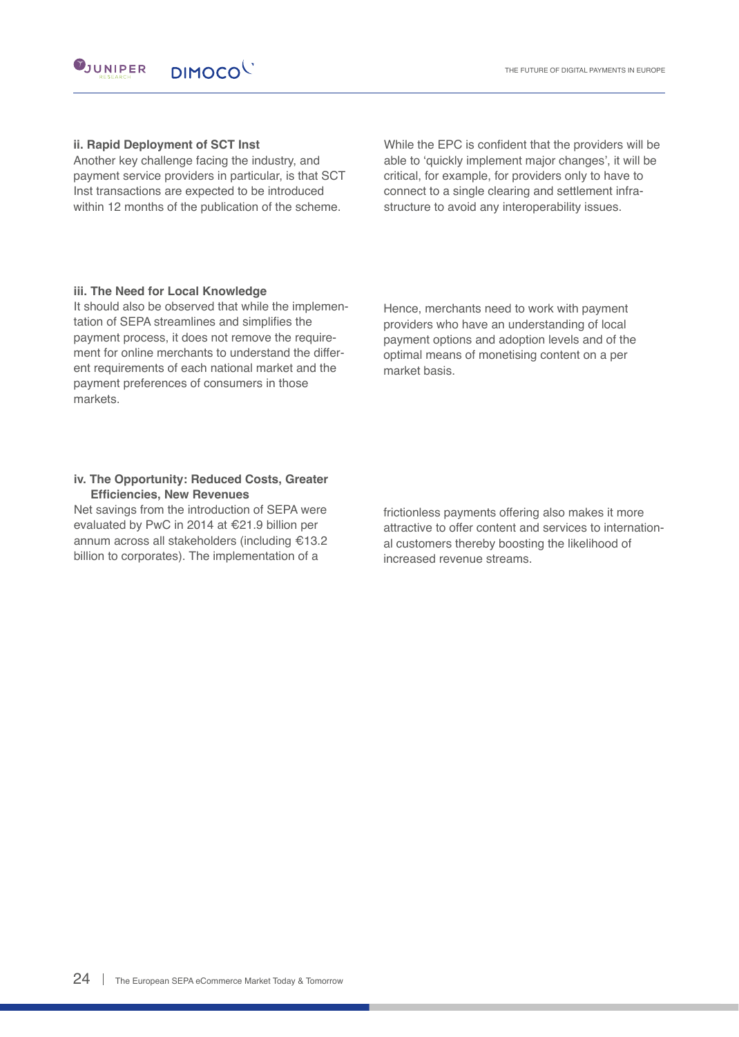**ii. Rapid Deployment of SCT Inst**

Another key challenge facing the industry, and payment service providers in particular, is that SCT Inst transactions are expected to be introduced within 12 months of the publication of the scheme.

While the EPC is confident that the providers will be able to 'quickly implement major changes', it will be critical, for example, for providers only to have to connect to a single clearing and settlement infrastructure to avoid any interoperability issues.

**iii. The Need for Local Knowledge**

It should also be observed that while the implementation of SEPA streamlines and simplifies the payment process, it does not remove the requirement for online merchants to understand the different requirements of each national market and the payment preferences of consumers in those markets.

Hence, merchants need to work with payment providers who have an understanding of local payment options and adoption levels and of the optimal means of monetising content on a per market basis.

**iv. The Opportunity: Reduced Costs, Greater Efficiencies, New Revenues**

Net savings from the introduction of SEPA were evaluated by PwC in 2014 at €21.9 billion per annum across all stakeholders (including €13.2 billion to corporates). The implementation of a frictionless payments offering also makes it more attractive to offer content and services to international customers thereby boosting the likelihood of increased revenue streams.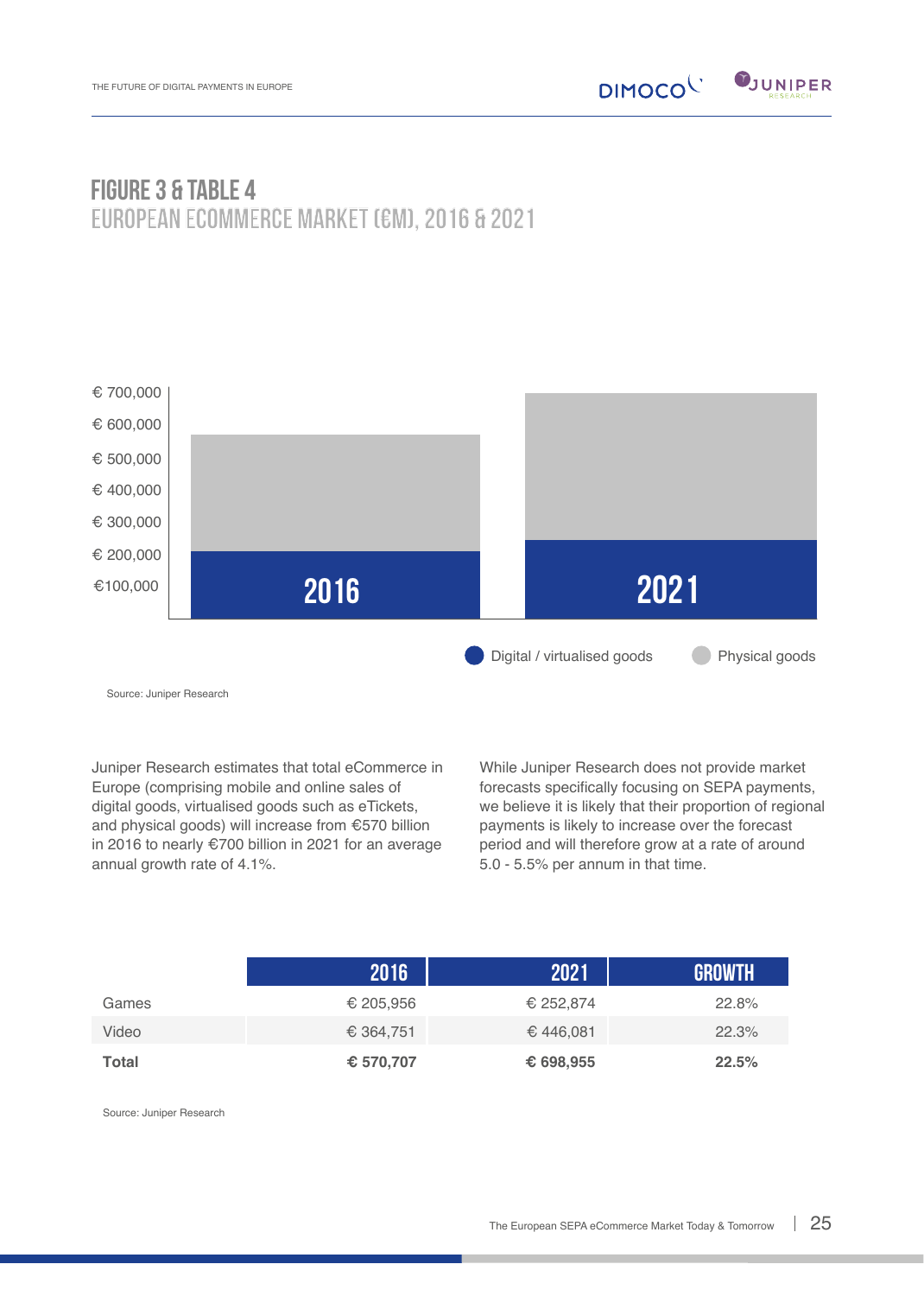# FIGURE 3 & TABLE 4

## EUROPEAN ECOMMERCE MARKET (€M), 2016 & 2021

€ 700,000
€ 600,000
€ 500,000
€ 400,000
€ 300,000
€ 200,000
€100,000

2016
2021

Digital / virtualised goods
Physical goods

Source: Juniper Research

Juniper Research estimates that total eCommerce in Europe (comprising mobile and online sales of digital goods, virtualised goods such as eTickets, and physical goods) will increase from €570 billion in 2016 to nearly €700 billion in 2021 for an average annual growth rate of 4.1%.

While Juniper Research does not provide market forecasts specifically focusing on SEPA payments, we believe it is likely that their proportion of regional payments is likely to increase over the forecast period and will therefore grow at a rate of around 5.0 - 5.5% per annum in that time.

| | 2016 | 2021 | GROWTH |
|---|---|---|---|
| Games | € 205,956 | € 252,874 | 22.8% |
| Video | € 364,751 | € 446,081 | 22.3% |
| **Total** | **€ 570,707** | **€ 698,955** | **22.5%** |

Source: Juniper Research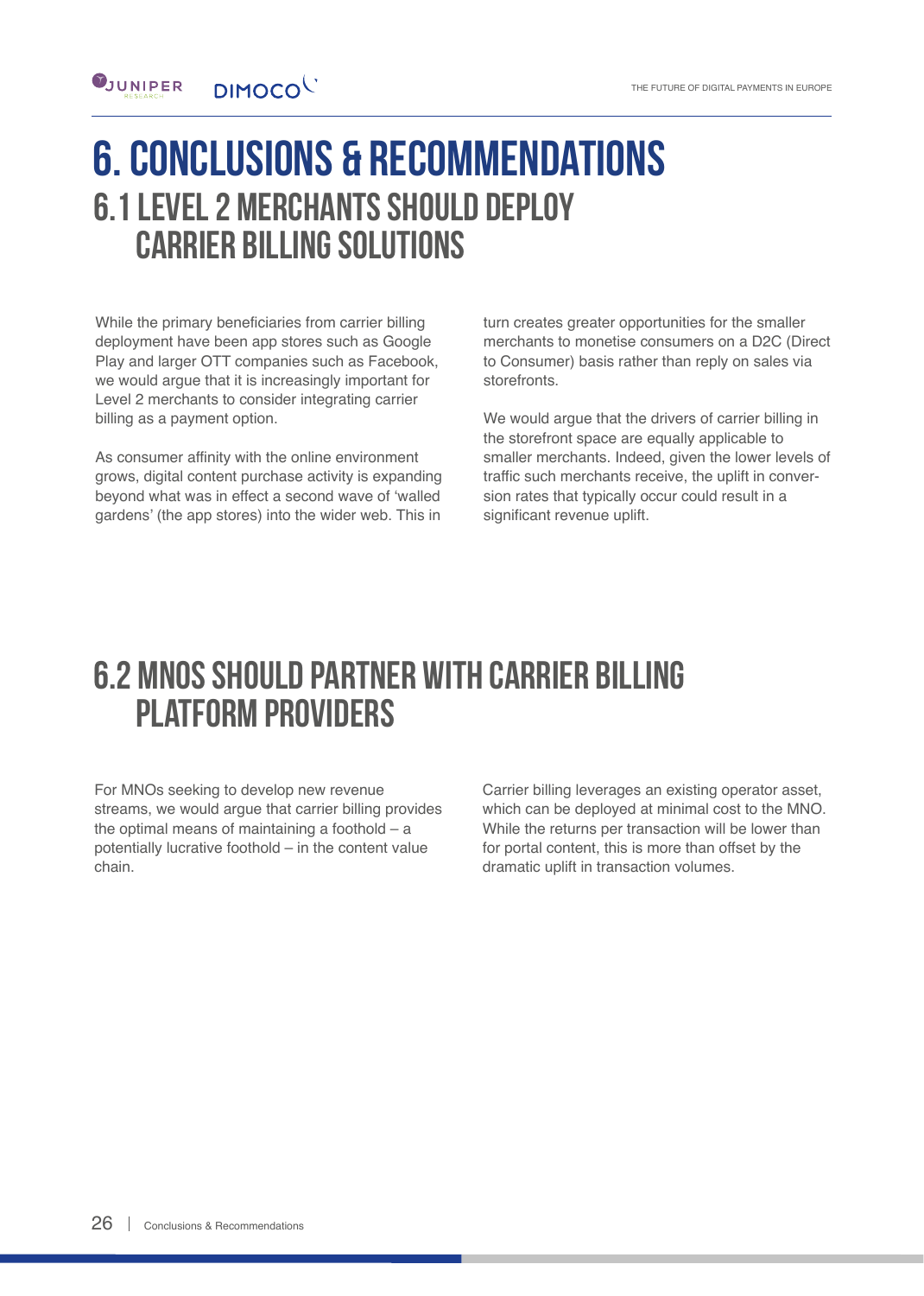# 6. CONCLUSIONS & RECOMMENDATIONS

## 6.1 LEVEL 2 MERCHANTS SHOULD DEPLOY CARRIER BILLING SOLUTIONS

While the primary beneficiaries from carrier billing deployment have been app stores such as Google Play and larger OTT companies such as Facebook, we would argue that it is increasingly important for Level 2 merchants to consider integrating carrier billing as a payment option.

As consumer affinity with the online environment grows, digital content purchase activity is expanding beyond what was in effect a second wave of 'walled gardens' (the app stores) into the wider web. This in turn creates greater opportunities for the smaller merchants to monetise consumers on a D2C (Direct to Consumer) basis rather than reply on sales via storefronts.

We would argue that the drivers of carrier billing in the storefront space are equally applicable to smaller merchants. Indeed, given the lower levels of traffic such merchants receive, the uplift in conversion rates that typically occur could result in a significant revenue uplift.

## 6.2 MNOS SHOULD PARTNER WITH CARRIER BILLING PLATFORM PROVIDERS

For MNOs seeking to develop new revenue streams, we would argue that carrier billing provides the optimal means of maintaining a foothold – a potentially lucrative foothold – in the content value chain.

Carrier billing leverages an existing operator asset, which can be deployed at minimal cost to the MNO. While the returns per transaction will be lower than for portal content, this is more than offset by the dramatic uplift in transaction volumes.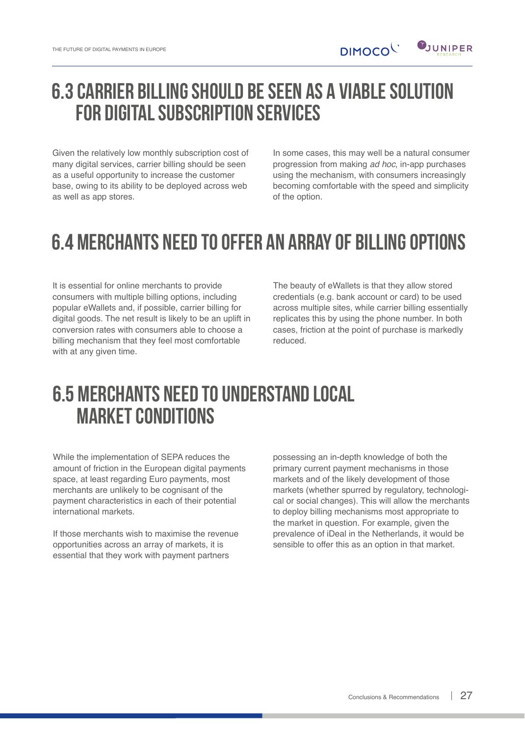## 6.3 CARRIER BILLING SHOULD BE SEEN AS A VIABLE SOLUTION FOR DIGITAL SUBSCRIPTION SERVICES

Given the relatively low monthly subscription cost of many digital services, carrier billing should be seen as a useful opportunity to increase the customer base, owing to its ability to be deployed across web as well as app stores.

In some cases, this may well be a natural consumer progression from making *ad hoc*, in-app purchases using the mechanism, with consumers increasingly becoming comfortable with the speed and simplicity of the option.

## 6.4 MERCHANTS NEED TO OFFER AN ARRAY OF BILLING OPTIONS

It is essential for online merchants to provide consumers with multiple billing options, including popular eWallets and, if possible, carrier billing for digital goods. The net result is likely to be an uplift in conversion rates with consumers able to choose a billing mechanism that they feel most comfortable with at any given time.

The beauty of eWallets is that they allow stored credentials (e.g. bank account or card) to be used across multiple sites, while carrier billing essentially replicates this by using the phone number. In both cases, friction at the point of purchase is markedly reduced.

## 6.5 MERCHANTS NEED TO UNDERSTAND LOCAL MARKET CONDITIONS

While the implementation of SEPA reduces the amount of friction in the European digital payments space, at least regarding Euro payments, most merchants are unlikely to be cognisant of the payment characteristics in each of their potential international markets.

If those merchants wish to maximise the revenue opportunities across an array of markets, it is essential that they work with payment partners possessing an in-depth knowledge of both the primary current payment mechanisms in those markets and of the likely development of those markets (whether spurred by regulatory, technological or social changes). This will allow the merchants to deploy billing mechanisms most appropriate to the market in question. For example, given the prevalence of iDeal in the Netherlands, it would be sensible to offer this as an option in that market.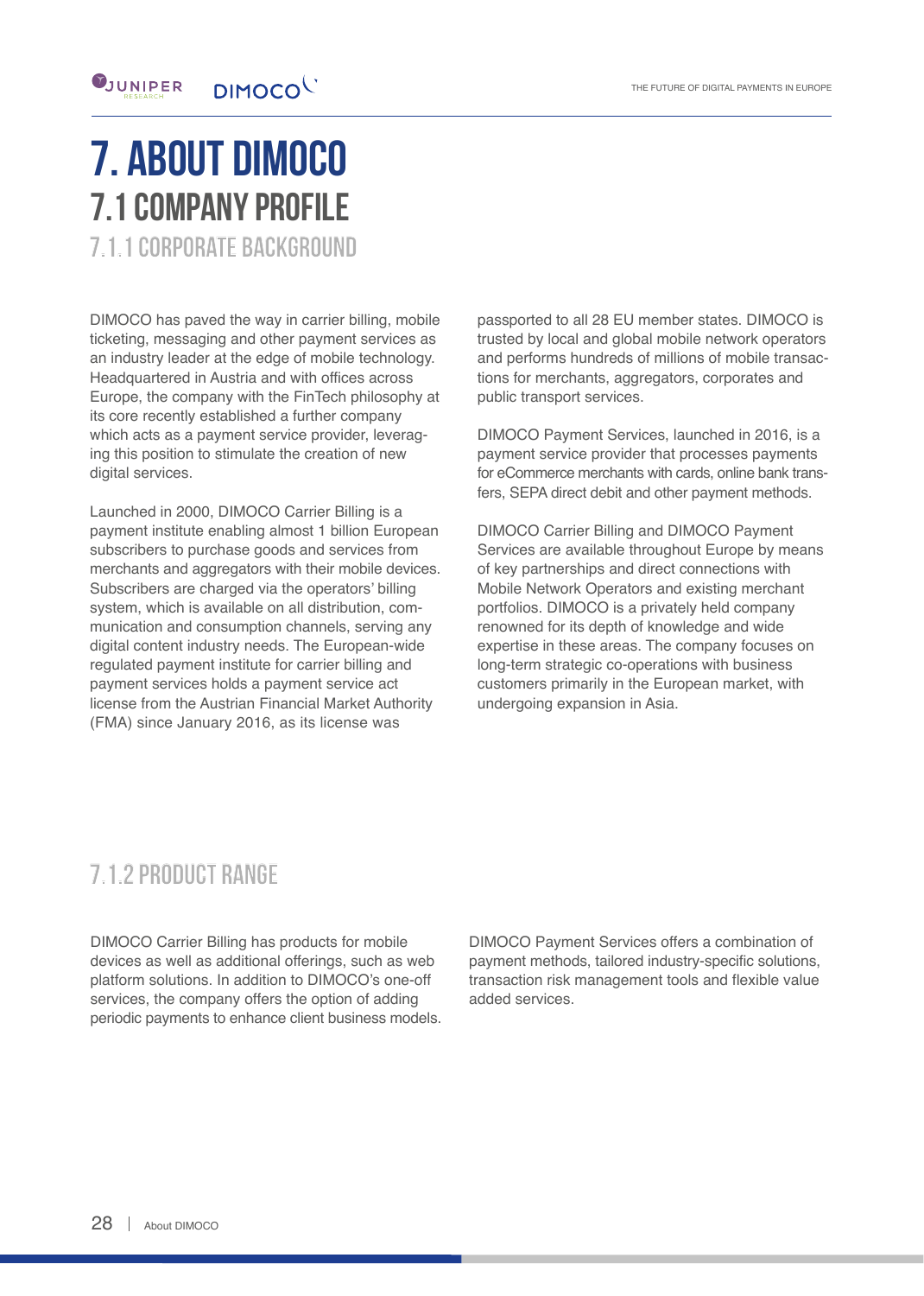# 7. ABOUT DIMOCO

## 7.1 COMPANY PROFILE

### 7.1.1 CORPORATE BACKGROUND

DIMOCO has paved the way in carrier billing, mobile ticketing, messaging and other payment services as an industry leader at the edge of mobile technology. Headquartered in Austria and with offices across Europe, the company with the FinTech philosophy at its core recently established a further company which acts as a payment service provider, leveraging this position to stimulate the creation of new digital services.

Launched in 2000, DIMOCO Carrier Billing is a payment institute enabling almost 1 billion European subscribers to purchase goods and services from merchants and aggregators with their mobile devices. Subscribers are charged via the operators' billing system, which is available on all distribution, communication and consumption channels, serving any digital content industry needs. The European-wide regulated payment institute for carrier billing and payment services holds a payment service act license from the Austrian Financial Market Authority (FMA) since January 2016, as its license was passported to all 28 EU member states. DIMOCO is trusted by local and global mobile network operators and performs hundreds of millions of mobile transactions for merchants, aggregators, corporates and public transport services.

DIMOCO Payment Services, launched in 2016, is a payment service provider that processes payments for eCommerce merchants with cards, online bank transfers, SEPA direct debit and other payment methods.

DIMOCO Carrier Billing and DIMOCO Payment Services are available throughout Europe by means of key partnerships and direct connections with Mobile Network Operators and existing merchant portfolios. DIMOCO is a privately held company renowned for its depth of knowledge and wide expertise in these areas. The company focuses on long-term strategic co-operations with business customers primarily in the European market, with undergoing expansion in Asia.

### 7.1.2 PRODUCT RANGE

DIMOCO Carrier Billing has products for mobile devices as well as additional offerings, such as web platform solutions. In addition to DIMOCO's one-off services, the company offers the option of adding periodic payments to enhance client business models.

DIMOCO Payment Services offers a combination of payment methods, tailored industry-specific solutions, transaction risk management tools and flexible value added services.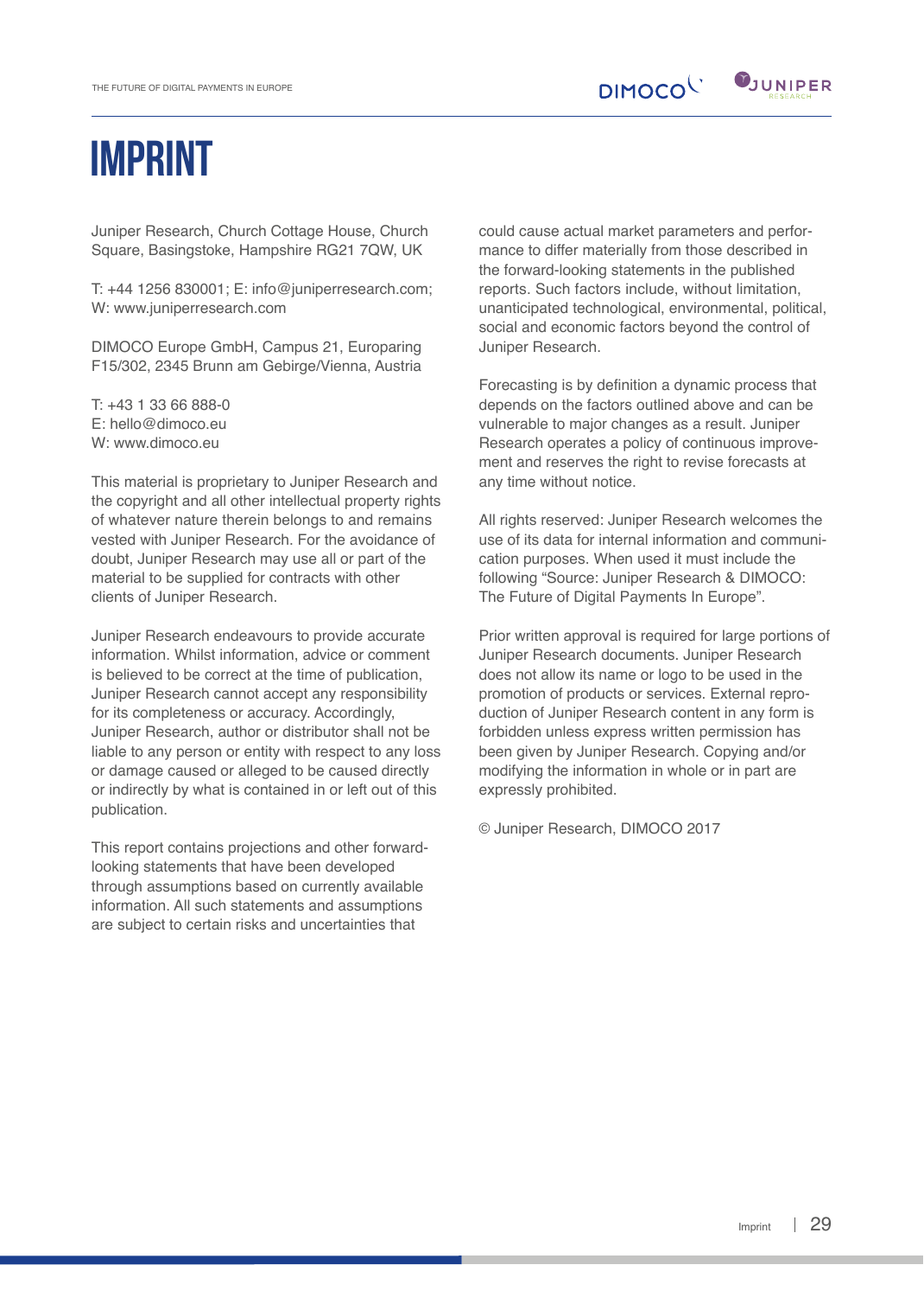# IMPRINT

Juniper Research, Church Cottage House, Church Square, Basingstoke, Hampshire RG21 7QW, UK

T: +44 1256 830001; E: info@juniperresearch.com; W: www.juniperresearch.com

DIMOCO Europe GmbH, Campus 21, Europaring F15/302, 2345 Brunn am Gebirge/Vienna, Austria

T: +43 1 33 66 888-0
E: hello@dimoco.eu
W: www.dimoco.eu

This material is proprietary to Juniper Research and the copyright and all other intellectual property rights of whatever nature therein belongs to and remains vested with Juniper Research. For the avoidance of doubt, Juniper Research may use all or part of the material to be supplied for contracts with other clients of Juniper Research.

Juniper Research endeavours to provide accurate information. Whilst information, advice or comment is believed to be correct at the time of publication, Juniper Research cannot accept any responsibility for its completeness or accuracy. Accordingly, Juniper Research, author or distributor shall not be liable to any person or entity with respect to any loss or damage caused or alleged to be caused directly or indirectly by what is contained in or left out of this publication.

This report contains projections and other forward-looking statements that have been developed through assumptions based on currently available information. All such statements and assumptions are subject to certain risks and uncertainties that could cause actual market parameters and performance to differ materially from those described in the forward-looking statements in the published reports. Such factors include, without limitation, unanticipated technological, environmental, political, social and economic factors beyond the control of Juniper Research.

Forecasting is by definition a dynamic process that depends on the factors outlined above and can be vulnerable to major changes as a result. Juniper Research operates a policy of continuous improvement and reserves the right to revise forecasts at any time without notice.

All rights reserved: Juniper Research welcomes the use of its data for internal information and communication purposes. When used it must include the following "Source: Juniper Research & DIMOCO: The Future of Digital Payments In Europe".

Prior written approval is required for large portions of Juniper Research documents. Juniper Research does not allow its name or logo to be used in the promotion of products or services. External reproduction of Juniper Research content in any form is forbidden unless express written permission has been given by Juniper Research. Copying and/or modifying the information in whole or in part are expressly prohibited.

© Juniper Research, DIMOCO 2017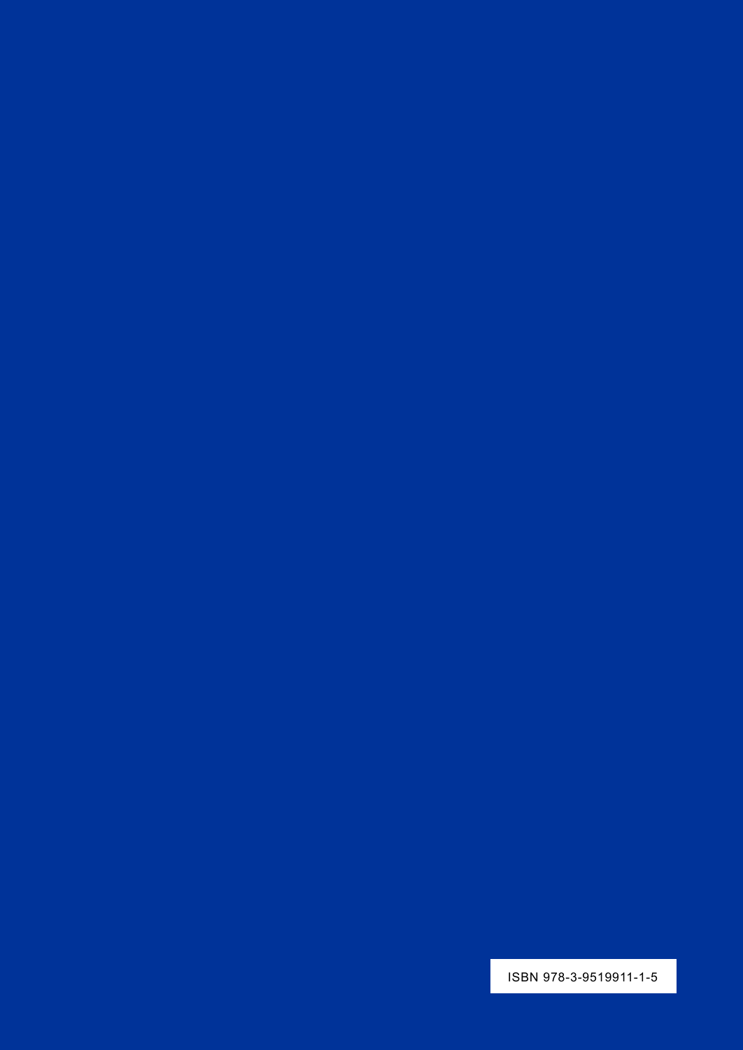ISBN 978-3-9519911-1-5